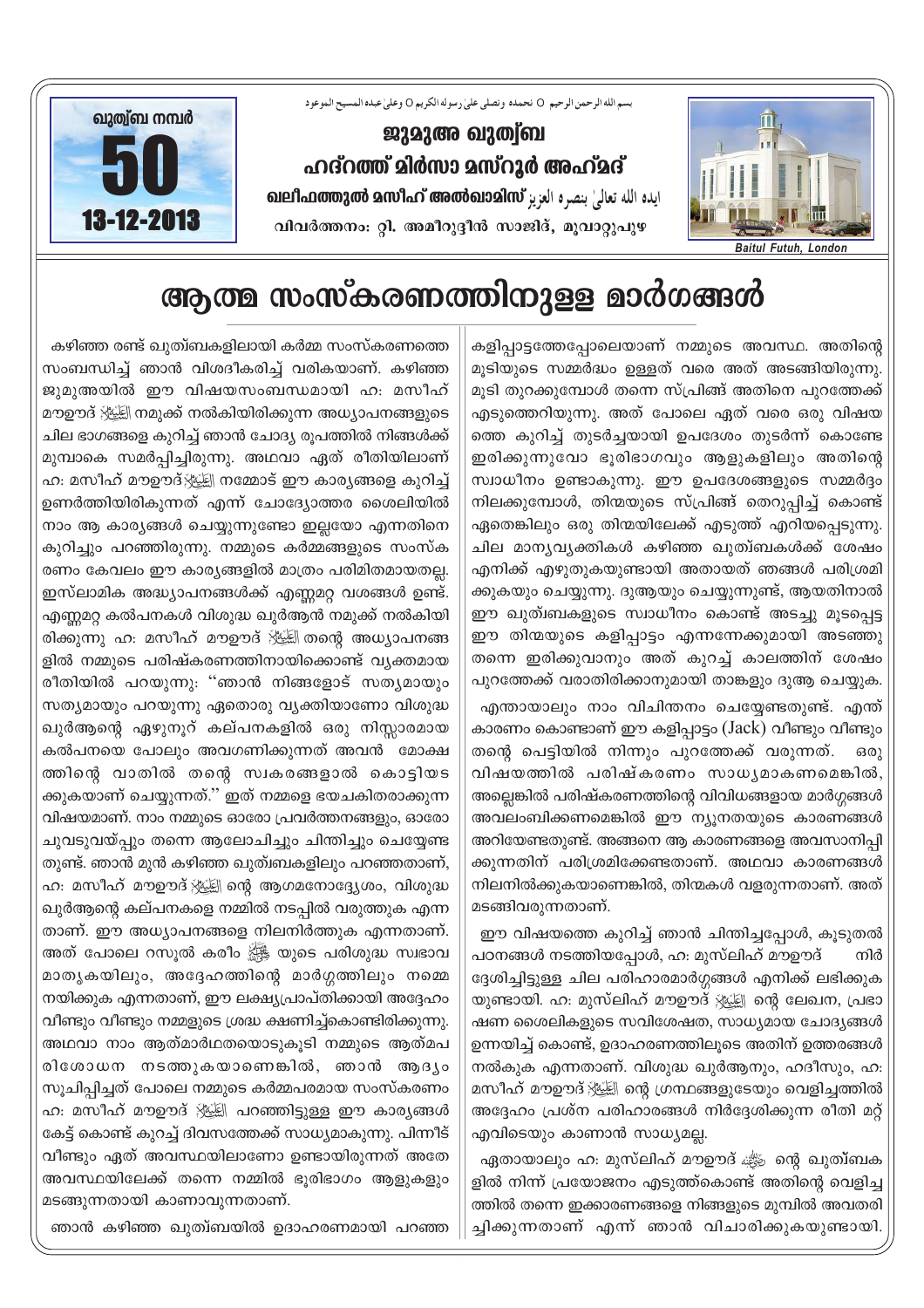بسم الله الرحمن الرحيم O نحمده ونصلى على رسوله الكريم O وعلى عبده المسيح الموعود

ഖുത്വ്ബ നമ്പർ **50**

13-12-2013

## ജുമുഅ ഖുത്വ്ബ

## ഹദ്റത്ത് മിർസാ മസ്റൂർ അഹ്മദ്

**ഖലീഫത്തുൽ മസീഹ് അൽഖാമിസ്** ايده الله تعالىٰ بنصره العزيز

വിവർത്തനം: റ്റി. അമീറുദ്ദീൻ സാജിദ്, മൂവാറ്റുപുഴ

Baitul Futuh, London

# ആത്മ സംസ്കരണത്തിനുള്ള മാർഗങ്ങൾ

കഴിഞ്ഞ രണ്ട് ഖുത്വ്ബകളിലായി കർമ്മ സംസ്കരണത്തെ സംബന്ധിച്ച് ഞാൻ വിശദീകരിച്ച് വരികയാണ്. കഴിഞ്ഞ ജുമുഅയിൽ ഈ വിഷയസംബന്ധമായി ഹ: മസീഹ് മൗഊദ് عليه السلام നമുക്ക് നൽകിയിരിക്കുന്ന അധ്യാപനങ്ങളുടെ ചില ഭാഗങ്ങളെ കുറിച്ച് ഞാൻ ചോദ്യ രൂപത്തിൽ നിങ്ങൾക്ക് മുമ്പാകെ സമർപ്പിച്ചിരുന്നു. അഥവാ ഏത് രീതിയിലാണ് ഹ: മസീഹ് മൗഊദ് عليه السلام നമ്മോട് ഈ കാര്യങ്ങളെ കുറിച്ച് ഉണർത്തിയിരികുന്നത് എന്ന് ചോദ്യോത്തര ശൈലിയിൽ നാം ആ കാര്യങ്ങൾ ചെയ്യുന്നുണ്ടോ ഇല്ലയോ എന്നതിനെ കുറിച്ചും പറഞ്ഞിരുന്നു. നമ്മുടെ കർമ്മങ്ങളുടെ സംസ്കരണം കേവലം ഈ കാര്യങ്ങളിൽ മാത്രം പരിമിതമായതല്ല. ഇസ്ലാമിക അദ്ധ്യാപനങ്ങൾക്ക് എണ്ണമറ്റ വശങ്ങൾ ഉണ്ട്. എണ്ണമറ്റ കൽപനകൾ വിശുദ്ധ ഖുർആൻ നമുക്ക് നൽകിയിരിക്കുന്നു. ഹ: മസീഹ് മൗഊദ് عليه السلام തന്റെ അധ്യാപനങ്ങളിൽ നമ്മുടെ പരിഷ്കരണത്തിനായിക്കൊണ്ട് വ്യക്തമായ രീതിയിൽ പറയുന്നു: "ഞാൻ നിങ്ങളോട് സത്യമായും സത്യമായും പറയുന്നു ഏതൊരു വ്യക്തിയാണോ വിശുദ്ധ ഖുർആന്റെ ഏഴുനൂറ് കല്പനകളിൽ ഒരു നിസ്സാരമായ കൽപനയെ പോലും അവഗണിക്കുന്നത് അവൻ മോക്ഷത്തിന്റെ വാതിൽ തന്റെ സ്വകരങ്ങളാൽ കൊട്ടിയടക്കുകയാണ് ചെയ്യുന്നത്." ഇത് നമ്മളെ ഭയചകിതരാക്കുന്ന വിഷയമാണ്. നാം നമ്മുടെ ഓരോ പ്രവർത്തനങ്ങളും, ഓരോ ചുവടുവയ്പ്പും തന്നെ ആലോചിച്ചും ചിന്തിച്ചും ചെയ്യേണ്ടതുണ്ട്. ഞാൻ മുൻ കഴിഞ്ഞ ഖുത്വ്ബകളിലും പറഞ്ഞതാണ്, ഹ: മസീഹ് മൗഊദ് عليه السلام ന്റെ ആഗമനോദ്ദ്യേശം, വിശുദ്ധ ഖുർആന്റെ കല്പനകളെ നമ്മിൽ നടപ്പിൽ വരുത്തുക എന്നതാണ്. ഈ അധ്യാപനങ്ങളെ നിലനിർത്തുക എന്നതാണ്. അത് പോലെ റസൂൽ കരീം ﷺ യുടെ പരിശുദ്ധ സ്വഭാവ മാതൃകയിലും, അദ്ദേഹത്തിന്റെ മാർഗ്ഗത്തിലും നമ്മെ നയിക്കുക എന്നതാണ്, ഈ ലക്ഷ്യപ്രാപ്തിക്കായി അദ്ദേഹം വീണ്ടും വീണ്ടും നമ്മളുടെ ശ്രദ്ധ ക്ഷണിച്ച്കൊണ്ടിരിക്കുന്നു. അഥവാ നാം ആത്മാർഥതയൊടുകൂടി നമ്മുടെ ആത്മപരിശോധന നടത്തുകയാണെങ്കിൽ, ഞാൻ ആദ്യം സൂചിപ്പിച്ചത് പോലെ നമ്മുടെ കർമ്മപരമായ സംസ്കരണം ഹ: മസീഹ് മൗഊദ് عليه السلام പറഞ്ഞിട്ടുള്ള ഈ കാര്യങ്ങൾ കേട്ട് കൊണ്ട് കുറച്ച് ദിവസത്തേക്ക് സാധ്യമാകുന്നു. പിന്നീട് വീണ്ടും ഏത് അവസ്ഥയിലാണോ ഉണ്ടായിരുന്നത് അതേ അവസ്ഥയിലേക്ക് തന്നെ നമ്മിൽ ഭൂരിഭാഗം ആളുകളും മടങ്ങുന്നതായി കാണാവുന്നതാണ്.

ഞാൻ കഴിഞ്ഞ ഖുത്വ്ബയിൽ ഉദാഹരണമായി പറഞ്ഞ കളിപ്പാട്ടത്തേപ്പോലെയാണ് നമ്മുടെ അവസ്ഥ. അതിന്റെ മൂടിയുടെ സമ്മർദ്ധം ഉള്ളത് വരെ അത് അടങ്ങിയിരുന്നു. മൂടി തുറക്കുമ്പോൾ തന്നെ സ്പ്രിങ്ങ് അതിനെ പുറത്തേക്ക് എടുത്തെറിയുന്നു. അത് പോലെ ഏത് വരെ ഒരു വിഷയത്തെ കുറിച്ച് തുടർച്ചയായി ഉപദേശം തുടർന്ന് കൊണ്ടേ ഇരിക്കുന്നുവോ ഭൂരിഭാഗവും ആളുകളിലും അതിന്റെ സ്വാധീനം ഉണ്ടാകുന്നു. ഈ ഉപദേശങ്ങളുടെ സമ്മർദ്ദം നിലക്കുമ്പോൾ, തിന്മയുടെ സ്പ്രിങ്ങ് തെറുപ്പിച്ച് കൊണ്ട് ഏതെങ്കിലും ഒരു തിന്മയിലേക്ക് എടുത്ത് എറിയപ്പെടുന്നു. ചില മാന്യവ്യക്തികൾ കഴിഞ്ഞ ഖുത്വ്ബകൾക്ക് ശേഷം എനിക്ക് എഴുതുകയുണ്ടായി അതായത് ഞങ്ങൾ പരിശ്രമിക്കുകയും ചെയ്യുന്നു. ദുആയും ചെയ്യുന്നുണ്ട്, ആയതിനാൽ ഈ ഖുത്വ്ബകളുടെ സ്വാധീനം കൊണ്ട് അടച്ചു മൂടപ്പെട്ട ഈ തിന്മയുടെ കളിപ്പാട്ടം എന്നന്നേക്കുമായി അടഞ്ഞു തന്നെ ഇരിക്കുവാനും അത് കുറച്ച് കാലത്തിന് ശേഷം പുറത്തേക്ക് വരാതിരിക്കാനുമായി താങ്കളും ദുആ ചെയ്യുക.

എന്തായാലും നാം വിചിന്തനം ചെയ്യേണ്ടതുണ്ട്. എന്ത് കാരണം കൊണ്ടാണ് ഈ കളിപ്പാട്ടം (Jack) വീണ്ടും വീണ്ടും തന്റെ പെട്ടിയിൽ നിന്നും പുറത്തേക്ക് വരുന്നത്. ഒരു വിഷയത്തിൽ പരിഷ്കരണം സാധ്യമാകണമെങ്കിൽ, അല്ലെങ്കിൽ പരിഷ്കരണത്തിന്റെ വിവിധങ്ങളായ മാർഗ്ഗങ്ങൾ അവലംബിക്കണമെങ്കിൽ ഈ ന്യൂനതയുടെ കാരണങ്ങൾ അറിയേണ്ടതുണ്ട്. അങ്ങനെ ആ കാരണങ്ങളെ അവസാനിപ്പിക്കുന്നതിന് പരിശ്രമിക്കേണ്ടതാണ്. അഥവാ കാരണങ്ങൾ നിലനിൽക്കുകയാണെങ്കിൽ, തിന്മകൾ വളരുന്നതാണ്. അത് മടങ്ങിവരുന്നതാണ്.

ഈ വിഷയത്തെ കുറിച്ച് ഞാൻ ചിന്തിച്ചപ്പോൾ, കൂടുതൽ പഠനങ്ങൾ നടത്തിയപ്പോൾ, ഹ: മുസ്ലിഹ് മൗഊദ് നിർദ്ദേശിച്ചിട്ടുള്ള ചില പരിഹാരമാർഗ്ഗങ്ങൾ എനിക്ക് ലഭിക്കുകയുണ്ടായി. ഹ: മുസ്ലിഹ് മൗഊദ് عليه السلام ന്റെ ലേഖന, പ്രഭാഷണ ശൈലികളുടെ സവിശേഷത, സാധ്യമായ ചോദ്യങ്ങൾ ഉന്നയിച്ച് കൊണ്ട്, ഉദാഹരണത്തിലൂടെ അതിന് ഉത്തരങ്ങൾ നൽകുക എന്നതാണ്. വിശുദ്ധ ഖുർആനും, ഹദീസും, ഹ: മസീഹ് മൗഊദ് عليه السلام ന്റെ ഗ്രന്ഥങ്ങളുടേയും വെളിച്ചത്തിൽ അദ്ദേഹം പ്രശ്ന പരിഹാരങ്ങൾ നിർദ്ദേശിക്കുന്ന രീതി മറ്റ് എവിടെയും കാണാൻ സാധ്യമല്ല.

ഏതായാലും ഹ: മുസ്ലിഹ് മൗഊദ് رضي الله عنه ന്റെ ഖുത്വ്ബകളിൽ നിന്ന് പ്രയോജനം എടുത്ത്കൊണ്ട് അതിന്റെ വെളിച്ചത്തിൽ തന്നെ ഇക്കാരണങ്ങളെ നിങ്ങളുടെ മുമ്പിൽ അവതരിപ്പിക്കുന്നതാണ് എന്ന് ഞാൻ വിചാരിക്കുകയുണ്ടായി.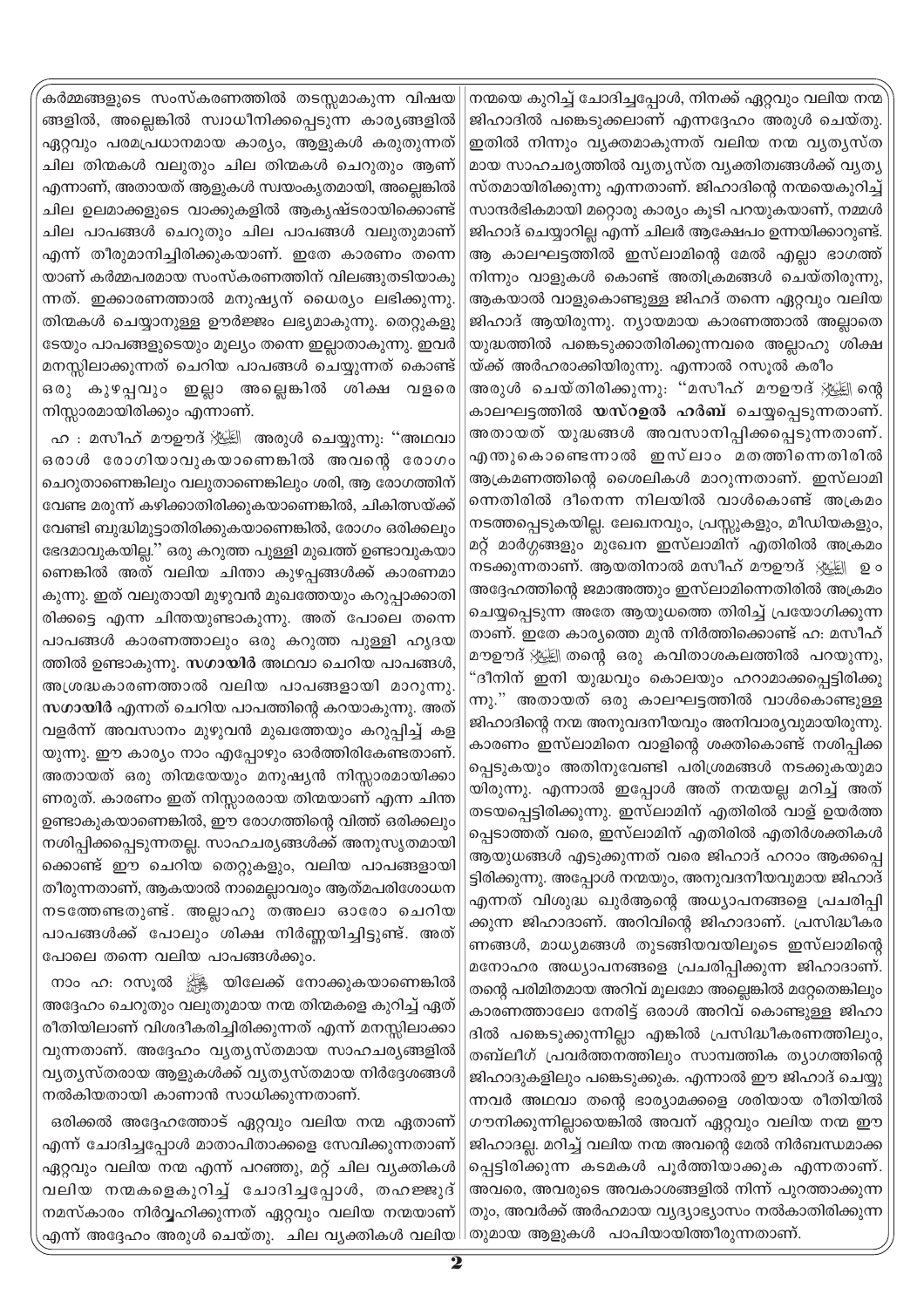കർമ്മങ്ങളുടെ സംസ്കരണത്തിൽ തടസ്സമാകുന്ന വിഷയങ്ങളിൽ, അല്ലെങ്കിൽ സ്വാധീനിക്കപ്പെടുന്ന കാര്യങ്ങളിൽ ഏറ്റവും പരമപ്രധാനമായ കാര്യം, ആളുകൾ കരുതുന്നത് ചില തിന്മകൾ വലുതും ചില തിന്മകൾ ചെറുതും ആണ് എന്നാണ്, അതായത് ആളുകൾ സ്വയംകൃതമായി, അല്ലെങ്കിൽ ചില ഉലമാക്കളുടെ വാക്കുകളിൽ ആകൃഷ്ടരായിക്കൊണ്ട് ചില പാപങ്ങൾ ചെറുതും ചില പാപങ്ങൾ വലുതുമാണ് എന്ന് തീരുമാനിച്ചിരിക്കുകയാണ്. ഇതേ കാരണം തന്നെയാണ് കർമ്മപരമായ സംസ്കരണത്തിന് വിലങ്ങുതടിയാകുന്നത്. ഇക്കാരണത്താൽ മനുഷ്യന് ധൈര്യം ലഭിക്കുന്നു. തിന്മകൾ ചെയ്യാനുള്ള ഊർജ്ജം ലഭ്യമാകുന്നു. തെറ്റുകളുടേയും പാപങ്ങളുടെയും മൂല്യം തന്നെ ഇല്ലാതാകുന്നു. ഇവർ മനസ്സിലാക്കുന്നത് ചെറിയ പാപങ്ങൾ ചെയ്യുന്നത് കൊണ്ട് ഒരു കുഴപ്പവും ഇല്ലാ അല്ലെങ്കിൽ ശിക്ഷ വളരെ നിസ്സാരമായിരിക്കും എന്നാണ്.

ഹ : മസീഹ് മൗഊദ് (അ) അരുൾ ചെയ്യുന്നു: "അഥവാ ഒരാൾ രോഗിയാവുകയാണെങ്കിൽ അവന്റെ രോഗം ചെറുതാണെങ്കിലും വലുതാണെങ്കിലും ശരി, ആ രോഗത്തിന് വേണ്ട മരുന്ന് കഴിക്കാതിരിക്കുകയാണെങ്കിൽ, ചികിത്സയ്ക്ക് വേണ്ടി ബുദ്ധിമുട്ടാതിരിക്കുകയാണെങ്കിൽ, രോഗം ഒരിക്കലും ഭേദമാവുകയില്ല." ഒരു കറുത്ത പുള്ളി മുഖത്ത് ഉണ്ടാവുകയാണെങ്കിൽ അത് വലിയ ചിന്താ കുഴപ്പങ്ങൾക്ക് കാരണമാകുന്നു. ഇത് വലുതായി മുഴുവൻ മുഖത്തേയും കറുപ്പാക്കാതിരിക്കട്ടെ എന്ന ചിന്തയുണ്ടാകുന്നു. അത് പോലെ തന്നെ പാപങ്ങൾ കാരണത്താലും ഒരു കറുത്ത പുള്ളി ഹൃദയത്തിൽ ഉണ്ടാകുന്നു. **സഗായിർ** അഥവാ ചെറിയ പാപങ്ങൾ, അശ്രദ്ധകാരണത്താൽ വലിയ പാപങ്ങളായി മാറുന്നു. **സഗായിർ** എന്നത് ചെറിയ പാപത്തിന്റെ കറയാകുന്നു. അത് വളർന്ന് അവസാനം മുഴുവൻ മുഖത്തേയും കറുപ്പിച്ച് കളയുന്നു. ഈ കാര്യം നാം എപ്പോഴും ഓർത്തിരിക്കേണ്ടതാണ്. അതായത് ഒരു തിന്മയേയും മനുഷ്യൻ നിസ്സാരമായിക്കാണരുത്. കാരണം ഇത് നിസ്സാരമായ തിന്മയാണ് എന്ന ചിന്ത ഉണ്ടാകുകയാണെങ്കിൽ, ഈ രോഗത്തിന്റെ വിത്ത് ഒരിക്കലും നശിപ്പിക്കപ്പെടുന്നതല്ല. സാഹചര്യങ്ങൾക്ക് അനുസൃതമായിക്കൊണ്ട് ഈ ചെറിയ തെറ്റുകളും, വലിയ പാപങ്ങളായി തീരുന്നതാണ്, ആകയാൽ നാമെല്ലാവരും ആത്മപരിശോധന നടത്തേണ്ടതുണ്ട്. അല്ലാഹു തആലാ ഓരോ ചെറിയ പാപങ്ങൾക്ക് പോലും ശിക്ഷ നിർണ്ണയിച്ചിട്ടുണ്ട്. അത് പോലെ തന്നെ വലിയ പാപങ്ങൾക്കും.

നാം ഹ: റസൂൽ (സ) യിലേക്ക് നോക്കുകയാണെങ്കിൽ അദ്ദേഹം ചെറുതും വലുതുമായ നന്മ തിന്മകളെ കുറിച്ച് ഏത് രീതിയിലാണ് വിശദീകരിച്ചിരിക്കുന്നത് എന്ന് മനസ്സിലാക്കാവുന്നതാണ്. അദ്ദേഹം വ്യത്യസ്തമായ സാഹചര്യങ്ങളിൽ വ്യത്യസ്തരായ ആളുകൾക്ക് വ്യത്യസ്തമായ നിർദ്ദേശങ്ങൾ നൽകിയതായി കാണാൻ സാധിക്കുന്നതാണ്.

ഒരിക്കൽ അദ്ദേഹത്തോട് ഏറ്റവും വലിയ നന്മ ഏതാണ് എന്ന് ചോദിച്ചപ്പോൾ മാതാപിതാക്കളെ സേവിക്കുന്നതാണ് ഏറ്റവും വലിയ നന്മ എന്ന് പറഞ്ഞു, മറ്റ് ചില വ്യക്തികൾ വലിയ നന്മകളെകുറിച്ച് ചോദിച്ചപ്പോൾ, തഹജ്ജുദ് നമസ്കാരം നിർവ്വഹിക്കുന്നത് ഏറ്റവും വലിയ നന്മയാണ് എന്ന് അദ്ദേഹം അരുൾ ചെയ്തു. ചില വ്യക്തികൾ വലിയ നന്മയെ കുറിച്ച് ചോദിച്ചപ്പോൾ, നിനക്ക് ഏറ്റവും വലിയ നന്മ ജിഹാദിൽ പങ്കെടുക്കലാണ് എന്നദ്ദേഹം അരുൾ ചെയ്തു. ഇതിൽ നിന്നും വ്യക്തമാകുന്നത് വലിയ നന്മ വ്യത്യസ്തമായ സാഹചര്യത്തിൽ വ്യത്യസ്ത വ്യക്തിത്വങ്ങൾക്ക് വ്യത്യസ്തമായിരിക്കുന്നു എന്നതാണ്. ജിഹാദിന്റെ നന്മയെകുറിച്ച് സാന്ദർഭികമായി മറ്റൊരു കാര്യം കൂടി പറയുകയാണ്, നമ്മൾ ജിഹാദ് ചെയ്യാറില്ല എന്ന് ചിലർ ആക്ഷേപം ഉന്നയിക്കാറുണ്ട്. ആ കാലഘട്ടത്തിൽ ഇസ്ലാമിന്റെ മേൽ എല്ലാ ഭാഗത്ത് നിന്നും വാളുകൾ കൊണ്ട് അതിക്രമങ്ങൾ ചെയ്തിരുന്നു, ആകയാൽ വാളുകൊണ്ടുള്ള ജിഹദ് തന്നെ ഏറ്റവും വലിയ ജിഹാദ് ആയിരുന്നു. ന്യായമായ കാരണത്താൽ അല്ലാതെ യുദ്ധത്തിൽ പങ്കെടുക്കാതിരിക്കുന്നവരെ അല്ലാഹു ശിക്ഷയ്ക്ക് അർഹരാക്കിയിരുന്നു. എന്നാൽ റസൂൽ കരീം അരുൾ ചെയ്തിരിക്കുന്നു: "മസീഹ് മൗഊദ് (അ) ന്റെ കാലഘട്ടത്തിൽ **യസ്ഉൽ ഹർബ്** ചെയ്യപ്പെടുന്നതാണ്. അതായത് യുദ്ധങ്ങൾ അവസാനിപ്പിക്കപ്പെടുന്നതാണ്. എന്തുകൊണ്ടെന്നാൽ ഇസ്ലാം മതത്തിന്നെതിരിൽ ആക്രമണത്തിന്റെ ശൈലികൾ മാറുന്നതാണ്. ഇസ്ലാമിന്നെതിരിൽ ദീനെന്ന നിലയിൽ വാൾകൊണ്ട് അക്രമം നടത്തപ്പെടുകയില്ല. ലേഖനവും, പ്രസ്സുകളും, മീഡിയകളും, മറ്റ് മാർഗ്ഗങ്ങളും മുഖേന ഇസ്ലാമിന് എതിരിൽ അക്രമം നടക്കുന്നതാണ്. ആയതിനാൽ മസീഹ് മൗഊദ് (അ) ഉം അദ്ദേഹത്തിന്റെ ജമാഅത്തും ഇസ്ലാമിന്നെതിരിൽ അക്രമം ചെയ്യപ്പെടുന്ന അതേ ആയുധത്തെ തിരിച്ച് പ്രയോഗിക്കുന്നതാണ്. ഇതേ കാര്യത്തെ മുൻ നിർത്തിക്കൊണ്ട് ഹ: മസീഹ് മൗഊദ് (അ) തന്റെ ഒരു കവിതാശകലത്തിൽ പറയുന്നു, "ദീനിന് ഇനി യുദ്ധവും കൊലയും ഹറാമാക്കപ്പെട്ടിരിക്കുന്നു." അതായത് ഒരു കാലഘട്ടത്തിൽ വാൾകൊണ്ടുള്ള ജിഹാദിന്റെ നന്മ അനുവദനീയവും അനിവാര്യവുമായിരുന്നു. കാരണം ഇസ്ലാമിനെ വാളിന്റെ ശക്തികൊണ്ട് നശിപ്പിക്കപ്പെടുകയും അതിനുവേണ്ടി പരിശ്രമങ്ങൾ നടക്കുകയുമായിരുന്നു. എന്നാൽ ഇപ്പോൾ അത് നന്മയല്ല മറിച്ച് അത് തടയപ്പെട്ടിരിക്കുന്നു. ഇസ്ലാമിന് എതിരിൽ വാള് ഉയർത്തപ്പെടാത്തത് വരെ, ഇസ്ലാമിന് എതിരിൽ എതിർശക്തികൾ ആയുധങ്ങൾ എടുക്കുന്നത് വരെ ജിഹാദ് ഹറാം ആക്കപ്പെട്ടിരിക്കുന്നു. അപ്പോൾ നന്മയും, അനുവദനീയവുമായ ജിഹാദ് എന്നത് വിശുദ്ധ ഖുർആന്റെ അധ്യാപനങ്ങളെ പ്രചരിപ്പിക്കുന്ന ജിഹാദാണ്. അറിവിന്റെ ജിഹാദാണ്. പ്രസിദ്ധീകരണങ്ങൾ, മാധ്യമങ്ങൾ തുടങ്ങിയവയിലൂടെ ഇസ്ലാമിന്റെ മനോഹര അധ്യാപനങ്ങളെ പ്രചരിപ്പിക്കുന്ന ജിഹാദാണ്. തന്റെ പരിമിതമായ അറിവ് മൂലമോ അല്ലെങ്കിൽ മറ്റേതെങ്കിലും കാരണത്താലോ നേരിട്ട് ഒരാൾ അറിവ് കൊണ്ടുള്ള ജിഹാദിൽ പങ്കെടുക്കുന്നില്ലാ എങ്കിൽ പ്രസിദ്ധീകരണത്തിലും, തബ്ലീഗ് പ്രവർത്തനത്തിലും സാമ്പത്തിക ത്യാഗത്തിന്റെ ജിഹാദുകളിലും പങ്കെടുക്കുക. എന്നാൽ ഈ ജിഹാദ് ചെയ്യുന്നവർ അഥവാ തന്റെ ഭാര്യാമക്കളെ ശരിയായ രീതിയിൽ ഗൗനിക്കുന്നില്ലായെങ്കിൽ അവന് ഏറ്റവും വലിയ നന്മ ഈ ജിഹാദല്ല. മറിച്ച് വലിയ നന്മ അവന്റെ മേൽ നിർബന്ധമാക്കപ്പെട്ടിരിക്കുന്ന കടമകൾ പൂർത്തിയാക്കുക എന്നതാണ്. അവരെ, അവരുടെ അവകാശങ്ങളിൽ നിന്ന് പുറത്താക്കുന്നതും, അവർക്ക് അർഹമായ വ്യദ്യാഭ്യാസം നൽകാതിരിക്കുന്നതുമായ ആളുകൾ പാപിയായിത്തീരുന്നതാണ്.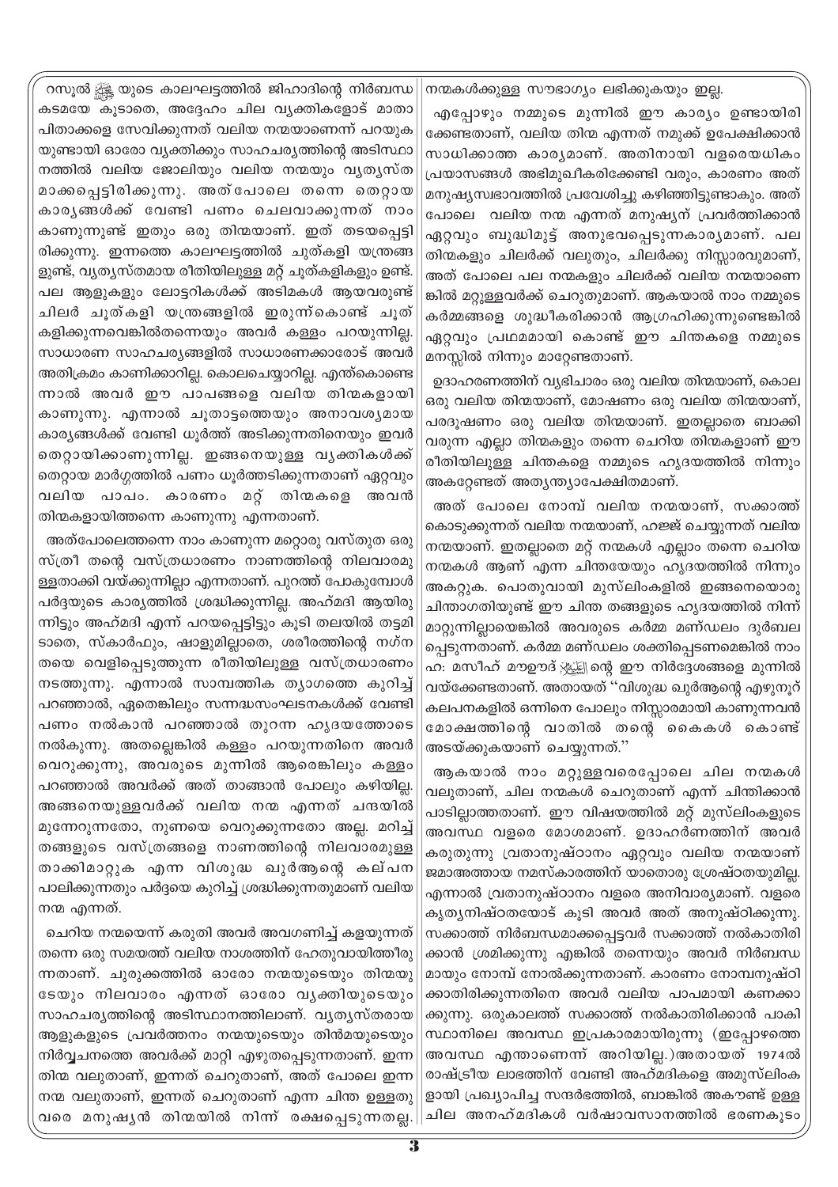റസൂൽ ﷺ യുടെ കാലഘട്ടത്തിൽ ജിഹാദിന്റെ നിർബന്ധ കടമയേ കൂടാതെ, അദ്ദേഹം ചില വ്യക്തികളോട് മാതാ പിതാക്കളെ സേവിക്കുന്നത് വലിയ നന്മയാണെന്ന് പറയുക യുണ്ടായി ഓരോ വ്യക്തിക്കും സാഹചര്യത്തിന്റെ അടിസ്ഥാ നത്തിൽ വലിയ ജോലിയും വലിയ നന്മയും വ്യത്യസ്ത മാക്കപ്പെട്ടിരിക്കുന്നു. അത്പോലെ തന്നെ തെറ്റായ കാര്യങ്ങൾക്ക് വേണ്ടി പണം ചെലവാക്കുന്നത് നാം കാണുന്നുണ്ട് ഇതും ഒരു തിന്മയാണ്. ഇത് തടയപ്പെട്ടി രിക്കുന്നു. ഇന്നത്തെ കാലഘട്ടത്തിൽ ചൂത്കളി യന്ത്രങ്ങ ളുണ്ട്, വ്യത്യസ്തമായ രീതിയിലുള്ള മറ്റ് ചൂത്കളികളും ഉണ്ട്. പല ആളുകളും ലോട്ടറികൾക്ക് അടിമകൾ ആയവരുണ്ട് ചിലർ ചൂത്കളി യന്ത്രങ്ങളിൽ ഇരുന്ന്കൊണ്ട് ചൂത് കളിക്കുന്നവെങ്കിൽതന്നെയും അവർ കള്ളം പറയുന്നില്ല. സാധാരണ സാഹചര്യങ്ങളിൽ സാധാരണക്കാരോട് അവർ അതിക്രമം കാണിക്കാറില്ല. കൊലചെയ്യാറില്ല. എന്ത്കൊണ്ടെ ന്നാൽ അവർ ഈ പാപങ്ങളെ വലിയ തിന്മകളായി കാണുന്നു. എന്നാൽ ചൂതാട്ടത്തെയും അനാവശ്യമായ കാര്യങ്ങൾക്ക് വേണ്ടി ധൂർത്ത് അടിക്കുന്നതിനെയും ഇവർ തെറ്റായിക്കാണുന്നില്ല. ഇങ്ങനെയുള്ള വ്യക്തികൾക്ക് തെറ്റായ മാർഗ്ഗത്തിൽ പണം ധൂർത്തടിക്കുന്നതാണ് ഏറ്റവും വലിയ പാപം. കാരണം മറ്റ് തിന്മകളെ അവൻ തിന്മകളായിത്തന്നെ കാണുന്നു എന്നതാണ്.

അത്പോലെത്തന്നെ നാം കാണുന്ന മറ്റൊരു വസ്തുത ഒരു സ്ത്രീ തന്റെ വസ്ത്രധാരണം നാണത്തിന്റെ നിലവാരമു ള്ളതാക്കി വയ്ക്കുന്നില്ലാ എന്നതാണ്. പുറത്ത് പോകുമ്പോൾ പർദ്ദയുടെ കാര്യത്തിൽ ശ്രദ്ധിക്കുന്നില്ല. അഹ്മദി ആയിരു ന്നിട്ടും അഹ്മദി എന്ന് പറയപ്പെട്ടിട്ടും കൂടി തലയിൽ തട്ടമി ടാതെ, സ്കാർഫും, ഷാളുമില്ലാതെ, ശരീരത്തിന്റെ നഗ്ന തയെ വെളിപ്പെടുത്തുന്ന രീതിയിലുള്ള വസ്ത്രധാരണം നടത്തുന്നു. എന്നാൽ സാമ്പത്തിക ത്യാഗത്തെ കുറിച്ച് പറഞ്ഞാൽ, ഏതെങ്കിലും സന്നദ്ധസംഘടനകൾക്ക് വേണ്ടി പണം നൽകാൻ പറഞ്ഞാൽ തുറന്ന ഹൃദയത്തോടെ നൽകുന്നു. അതല്ലെങ്കിൽ കള്ളം പറയുന്നതിനെ അവർ വെറുക്കുന്നു, അവരുടെ മുന്നിൽ ആരെങ്കിലും കള്ളം പറഞ്ഞാൽ അവർക്ക് അത് താങ്ങാൻ പോലും കഴിയില്ല. അങ്ങനെയുള്ളവർക്ക് വലിയ നന്മ എന്നത് ചന്ദയിൽ മുന്നേറുന്നതോ, നുണയെ വെറുക്കുന്നതോ അല്ല. മറിച്ച് തങ്ങളുടെ വസ്ത്രങ്ങളെ നാണത്തിന്റെ നിലവാരമുള്ള താക്കിമാറ്റുക എന്ന വിശുദ്ധ ഖുർആന്റെ കല്പന പാലിക്കുന്നതും പർദ്ദയെ കുറിച്ച് ശ്രദ്ധിക്കുന്നതുമാണ് വലിയ നന്മ എന്നത്.

ചെറിയ നന്മയെന്ന് കരുതി അവർ അവഗണിച്ച് കളയുന്നത് തന്നെ ഒരു സമയത്ത് വലിയ നാശത്തിന് ഹേതുവായിത്തീരു ന്നതാണ്. ചുരുക്കത്തിൽ ഓരോ നന്മയുടെയും തിന്മയു ടേയും നിലവാരം എന്നത് ഓരോ വ്യക്തിയുടെയും സാഹചര്യത്തിന്റെ അടിസ്ഥാനത്തിലാണ്. വ്യത്യസ്തരായ ആളുകളുടെ പ്രവർത്തനം നന്മയുടെയും തിൻമയുടെയും നിർവ്വചനത്തെ അവർക്ക് മാറ്റി എഴുതപ്പെടുന്നതാണ്. ഇന്ന തിന്മ വലുതാണ്, ഇന്നത് ചെറുതാണ്, അത് പോലെ ഇന്ന നന്മ വലുതാണ്, ഇന്നത് ചെറുതാണ് എന്ന ചിന്ത ഉള്ളതു വരെ മനുഷ്യൻ തിന്മയിൽ നിന്ന് രക്ഷപ്പെടുന്നതല്ല. നന്മകൾക്കുള്ള സൗഭാഗ്യം ലഭിക്കുകയും ഇല്ല.

എപ്പോഴും നമ്മുടെ മുന്നിൽ ഈ കാര്യം ഉണ്ടായിരി ക്കേണ്ടതാണ്, വലിയ തിന്മ എന്നത് നമുക്ക് ഉപേക്ഷിക്കാൻ സാധിക്കാത്ത കാര്യമാണ്. അതിനായി വളരെയധികം പ്രയാസങ്ങൾ അഭിമുഖീകരിക്കേണ്ടി വരും, കാരണം അത് മനുഷ്യസ്വഭാവത്തിൽ പ്രവേശിച്ചു കഴിഞ്ഞിട്ടുണ്ടാകും. അത് പോലെ വലിയ നന്മ എന്നത് മനുഷ്യന് പ്രവർത്തിക്കാൻ ഏറ്റവും ബുദ്ധിമുട്ട് അനുഭവപ്പെടുന്നകാര്യമാണ്. പല തിന്മകളും ചിലർക്ക് വലുതും, ചിലർക്കു നിസ്സാരവുമാണ്, അത് പോലെ പല നന്മകളും ചിലർക്ക് വലിയ നന്മയാണെ ങ്കിൽ മറ്റുള്ളവർക്ക് ചെറുതുമാണ്. ആകയാൽ നാം നമ്മുടെ കർമ്മങ്ങളെ ശുദ്ധീകരിക്കാൻ ആഗ്രഹിക്കുന്നുണ്ടെങ്കിൽ ഏറ്റവും പ്രഥമമായി കൊണ്ട് ഈ ചിന്തകളെ നമ്മുടെ മനസ്സിൽ നിന്നും മാറ്റേണ്ടതാണ്.

ഉദാഹരണത്തിന് വ്യഭിചാരം ഒരു വലിയ തിന്മയാണ്, കൊല ഒരു വലിയ തിന്മയാണ്, മോഷണം ഒരു വലിയ തിന്മയാണ്, പരദൂഷണം ഒരു വലിയ തിന്മയാണ്. ഇതല്ലാതെ ബാക്കി വരുന്ന എല്ലാ തിന്മകളും തന്നെ ചെറിയ തിന്മകളാണ് ഈ രീതിയിലുള്ള ചിന്തകളെ നമ്മുടെ ഹൃദയത്തിൽ നിന്നും അകറ്റേണ്ടത് അത്യന്ത്യാപേക്ഷിതമാണ്.

അത് പോലെ നോമ്പ് വലിയ നന്മയാണ്, സക്കാത്ത് കൊടുക്കുന്നത് വലിയ നന്മയാണ്, ഹജ്ജ് ചെയ്യുന്നത് വലിയ നന്മയാണ്. ഇതല്ലാതെ മറ്റ് നന്മകൾ എല്ലാം തന്നെ ചെറിയ നന്മകൾ ആണ് എന്ന ചിന്തയേയും ഹൃദയത്തിൽ നിന്നും അകറ്റുക. പൊതുവായി മുസ്‌ലിംകളിൽ ഇങ്ങനെയൊരു ചിന്താഗതിയുണ്ട് ഈ ചിന്ത തങ്ങളുടെ ഹൃദയത്തിൽ നിന്ന് മാറ്റുന്നില്ലായെങ്കിൽ അവരുടെ കർമ്മ മണ്ഡലം ദുർബല പ്പെടുന്നതാണ്. കർമ്മ മണ്ഡലം ശക്തിപ്പെടണമെങ്കിൽ നാം ഹ: മസീഹ് മൗഊദ് (അ)ന്റെ ഈ നിർദ്ദേശങ്ങളെ മുന്നിൽ വയ്ക്കേണ്ടതാണ്. അതായത് ''വിശുദ്ധ ഖുർആന്റെ എഴുനൂറ് കലപനകളിൽ ഒന്നിനെ പോലും നിസ്സാരമായി കാണുന്നവൻ മോക്ഷത്തിന്റെ വാതിൽ തന്റെ കൈകൾ കൊണ്ട് അടയ്ക്കുകയാണ് ചെയ്യുന്നത്.''

ആകയാൽ നാം മറ്റുള്ളവരെപ്പോലെ ചില നന്മകൾ വലുതാണ്, ചില നന്മകൾ ചെറുതാണ് എന്ന് ചിന്തിക്കാൻ പാടില്ലാത്തതാണ്. ഈ വിഷയത്തിൽ മറ്റ് മുസ്‌ലിംകളുടെ അവസ്ഥ വളരെ മോശമാണ്. ഉദാഹർണത്തിന് അവർ കരുതുന്നു വ്രതാനുഷ്ഠാനം ഏറ്റവും വലിയ നന്മയാണ് ജമാഅത്തായ നമസ്കാരത്തിന് യാതൊരു ശ്രേഷ്ഠതയുമില്ല. എന്നാൽ വ്രതാനുഷ്ഠാനം വളരെ അനിവാര്യമാണ്. വളരെ കൃത്യനിഷ്ഠതയോട് കൂടി അവർ അത് അനുഷ്ഠിക്കുന്നു. സക്കാത്ത് നിർബന്ധമാക്കപ്പെട്ടവർ സക്കാത്ത് നൽകാതിരി ക്കാൻ ശ്രമിക്കുന്നു എങ്കിൽ തന്നെയും അവർ നിർബന്ധ മായും നോമ്പ് നോൽക്കുന്നതാണ്. കാരണം നോമ്പനുഷ്ഠി ക്കാതിരിക്കുന്നതിനെ അവർ വലിയ പാപമായി കണക്കാ ക്കുന്നു. ഒരുകാലത്ത് സക്കാത്ത് നൽകാതിരിക്കാൻ പാകി സ്ഥാനിലെ അവസ്ഥ ഇപ്രകാരമായിരുന്നു (ഇപ്പോഴത്തെ അവസ്ഥ എന്താണെന്ന് അറിയില്ല.)അതായത് 1974ൽ രാഷ്ട്രീയ ലാഭത്തിന് വേണ്ടി അഹ്മദികളെ അമുസ്‌ലിംക ളായി പ്രഖ്യാപിച്ച സന്ദർഭത്തിൽ, ബാങ്കിൽ അക്കൗണ്ട് ഉള്ള ചില അനഹ്മദികൾ വർഷാവസാനത്തിൽ ഭരണകൂടം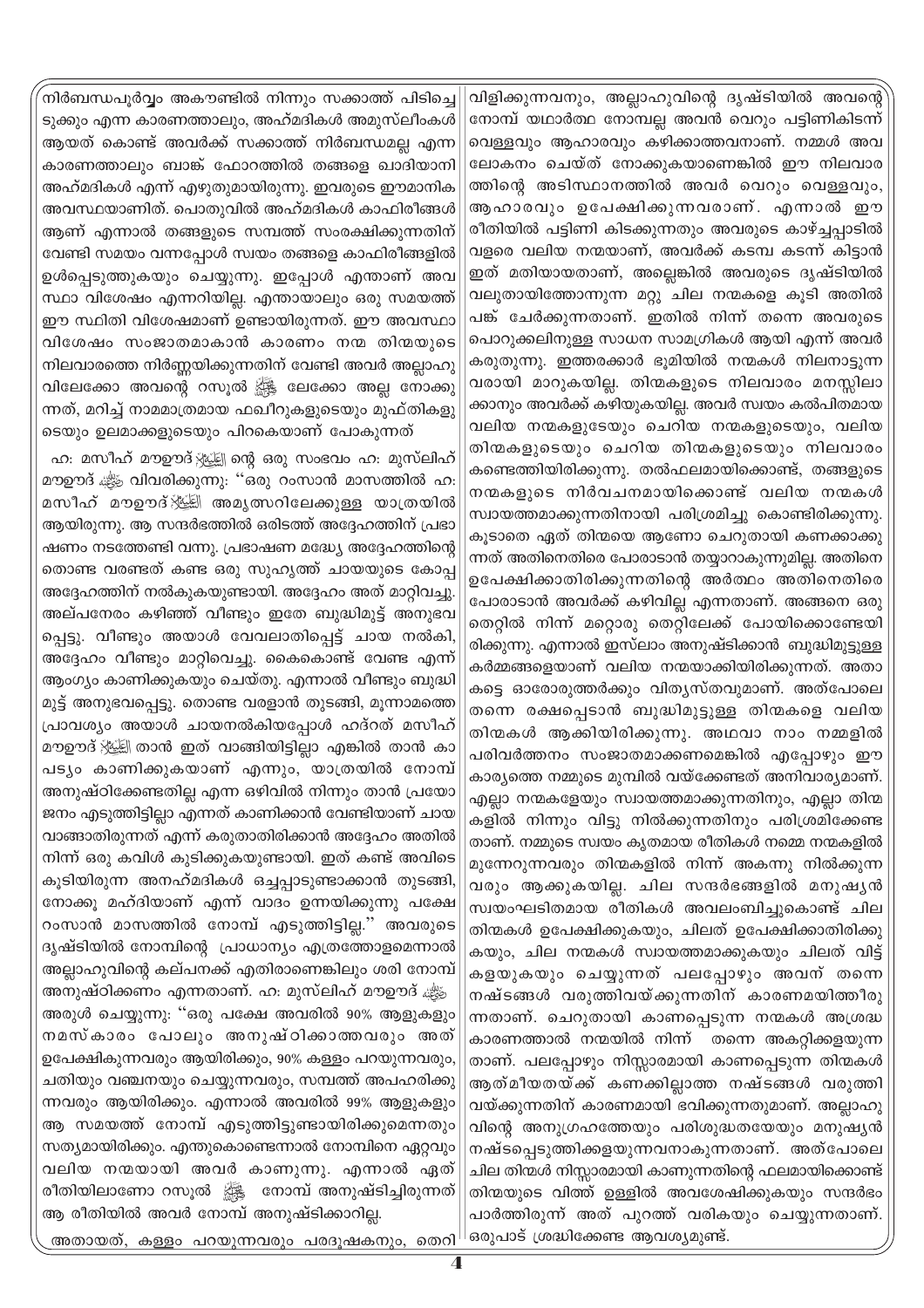നിർബന്ധപൂർവ്വം അകൗണ്ടിൽ നിന്നും സക്കാത്ത് പിടിച്ചെടുക്കും എന്ന കാരണത്താലും, അഹ്മദികൾ അമുസ്‌ലീംകൾ ആയത് കൊണ്ട് അവർക്ക് സക്കാത്ത് നിർബന്ധമല്ല എന്ന കാരണത്താലും ബാങ്ക് ഫോറത്തിൽ തങ്ങളെ ഖാദിയാനി അഹ്മദികൾ എന്ന് എഴുതുമായിരുന്നു. ഇവരുടെ ഈമാനിക അവസ്ഥയാണിത്. പൊതുവിൽ അഹ്മദികൾ കാഫിരീങ്ങൾ ആണ് എന്നാൽ തങ്ങളുടെ സമ്പത്ത് സംരക്ഷിക്കുന്നതിന് വേണ്ടി സമയം വന്നപ്പോൾ സ്വയം തങ്ങളെ കാഫിരീങ്ങളിൽ ഉൾപ്പെടുത്തുകയും ചെയ്യുന്നു. ഇപ്പോൾ എന്താണ് അവസ്ഥാ വിശേഷം എന്നറിയില്ല. എന്തായാലും ഒരു സമയത്ത് ഈ സ്ഥിതി വിശേഷമാണ് ഉണ്ടായിരുന്നത്. ഈ അവസ്ഥാ വിശേഷം സംജാതമാകാൻ കാരണം നന്മ തിന്മയുടെ നിലവാരത്തെ നിർണ്ണയിക്കുന്നതിന് വേണ്ടി അവർ അല്ലാഹുവിലേക്കോ അവന്റെ റസൂൽ ﷺ ലേക്കോ അല്ല നോക്കുന്നത്, മറിച്ച് നാമമാത്രമായ ഫഖീറുകളുടെയും മുഫ്തികളുടെയും ഉലമാക്കളുടെയും പിറകെയാണ് പോകുന്നത്

ഹ: മസീഹ് മൗഊദ് عليه السلام ന്റെ ഒരു സംഭവം ഹ: മുസ്‌ലിഹ് മൗഊദ് رضي الله عنه വിവരിക്കുന്നു: "ഒരു റംസാൻ മാസത്തിൽ ഹ: മസീഹ് മൗഊദ് عليه السلام അമൃത്സറിലേക്കുള്ള യാത്രയിൽ ആയിരുന്നു. ആ സന്ദർഭത്തിൽ ഒരിടത്ത് അദ്ദേഹത്തിന് പ്രഭാഷണം നടത്തേണ്ടി വന്നു. പ്രഭാഷണ മദ്ധ്യേ അദ്ദേഹത്തിന്റെ തൊണ്ട വരണ്ടത് കണ്ട ഒരു സുഹൃത്ത് ചായയുടെ കോപ്പ അദ്ദേഹത്തിന് നൽകുകയുണ്ടായി. അദ്ദേഹം അത് മാറ്റിവച്ചു. അല്പനേരം കഴിഞ്ഞ് വീണ്ടും ഇതേ ബുദ്ധിമുട്ട് അനുഭവപ്പെട്ടു. വീണ്ടും അയാൾ വേവലാതിപ്പെട്ട് ചായ നൽകി, അദ്ദേഹം വീണ്ടും മാറ്റിവെച്ചു. കൈകൊണ്ട് വേണ്ട എന്ന് ആംഗ്യം കാണിക്കുകയും ചെയ്തു. എന്നാൽ വീണ്ടും ബുദ്ധിമുട്ട് അനുഭവപ്പെട്ടു. തൊണ്ട വരളാൻ തുടങ്ങി, മൂന്നാമത്തെ പ്രാവശ്യം അയാൾ ചായനൽകിയപ്പോൾ ഹദ്റത് മസീഹ് മൗഊദ് عليه السلام താൻ ഇത് വാങ്ങിയിട്ടില്ലാ എങ്കിൽ താൻ കാപട്യം കാണിക്കുകയാണ് എന്നും, യാത്രയിൽ നോമ്പ് അനുഷ്ഠിക്കേണ്ടതില്ല എന്ന ഒഴിവിൽ നിന്നും താൻ പ്രയോജനം എടുത്തിട്ടില്ലാ എന്നത് കാണിക്കാൻ വേണ്ടിയാണ് ചായ വാങ്ങാതിരുന്നത് എന്ന് കരുതാതിരിക്കാൻ അദ്ദേഹം അതിൽ നിന്ന് ഒരു കവിൾ കുടിക്കുകയുണ്ടായി. ഇത് കണ്ട് അവിടെ കൂടിയിരുന്ന അനഹ്മദികൾ ഒച്ചപ്പാടുണ്ടാക്കാൻ തുടങ്ങി, നോക്കൂ മഹ്ദിയാണ് എന്ന് വാദം ഉന്നയിക്കുന്നു പക്ഷേ റംസാൻ മാസത്തിൽ നോമ്പ് എടുത്തിട്ടില്ല." അവരുടെ ദൃഷ്ടിയിൽ നോമ്പിന്റെ പ്രാധാന്യം എത്രത്തോളമെന്നാൽ അല്ലാഹുവിന്റെ കല്പനക്ക് എതിരാണെങ്കിലും ശരി നോമ്പ് അനുഷ്ഠിക്കണം എന്നതാണ്. ഹ: മുസ്‌ലിഹ് മൗഊദ് رضي الله عنه അരുൾ ചെയ്യുന്നു: "ഒരു പക്ഷേ അവരിൽ 90% ആളുകളും നമസ്കാരം പോലും അനുഷ്ഠിക്കാത്തവരും അത് ഉപേക്ഷിക്കുന്നവരും ആയിരിക്കും, 90% കള്ളം പറയുന്നവരും, ചതിയും വഞ്ചനയും ചെയ്യുന്നവരും, സമ്പത്ത് അപഹരിക്കുന്നവരും ആയിരിക്കും. എന്നാൽ അവരിൽ 99% ആളുകളും ആ സമയത്ത് നോമ്പ് എടുത്തിട്ടുണ്ടായിരിക്കുമെന്നതും സത്യമായിരിക്കും. എന്തുകൊണ്ടെന്നാൽ നോമ്പിനെ ഏറ്റവും വലിയ നന്മയായി അവർ കാണുന്നു. എന്നാൽ ഏത് രീതിയിലാണോ റസൂൽ ﷺ നോമ്പ് അനുഷ്ടിച്ചിരുന്നത് ആ രീതിയിൽ അവർ നോമ്പ് അനുഷ്ടിക്കാറില്ല.

അതായത്, കള്ളം പറയുന്നവരും പരദൂഷകനും, തെറി വിളിക്കുന്നവനും, അല്ലാഹുവിന്റെ ദൃഷ്ടിയിൽ അവന്റെ നോമ്പ് യഥാർത്ഥ നോമ്പല്ല അവൻ വെറും പട്ടിണികിടന്ന് വെള്ളവും ആഹാരവും കഴിക്കാത്തവനാണ്. നമ്മൾ അവലോകനം ചെയ്ത് നോക്കുകയാണെങ്കിൽ ഈ നിലവാരത്തിന്റെ അടിസ്ഥാനത്തിൽ അവർ വെറും വെള്ളവും, ആഹാരവും ഉപേക്ഷിക്കുന്നവരാണ്. എന്നാൽ ഈ രീതിയിൽ പട്ടിണി കിടക്കുന്നതും അവരുടെ കാഴ്ച്ചപ്പാടിൽ വളരെ വലിയ നന്മയാണ്, അവർക്ക് കടമ്പ കടന്ന് കിട്ടാൻ ഇത് മതിയായതാണ്, അല്ലെങ്കിൽ അവരുടെ ദൃഷ്ടിയിൽ വലുതായിത്തോന്നുന്ന മറ്റു ചില നന്മകളെ കൂടി അതിൽ പങ്ക് ചേർക്കുന്നതാണ്. ഇതിൽ നിന്ന് തന്നെ അവരുടെ പൊറുക്കലിനുള്ള സാധന സാമഗ്രികൾ ആയി എന്ന് അവർ കരുതുന്നു. ഇത്തരക്കാർ ഭൂമിയിൽ നന്മകൾ നിലനാട്ടുന്നവരായി മാറുകയില്ല. തിന്മകളുടെ നിലവാരം മനസ്സിലാക്കാനും അവർക്ക് കഴിയുകയില്ല. അവർ സ്വയം കൽപിതമായ വലിയ നന്മകളുടേയും ചെറിയ നന്മകളുടെയും, വലിയ തിന്മകളുടെയും ചെറിയ തിന്മകളുടെയും നിലവാരം കണ്ടെത്തിയിരിക്കുന്നു. തൽഫലമായിക്കൊണ്ട്, തങ്ങളുടെ നന്മകളുടെ നിർവചനമായിക്കൊണ്ട് വലിയ നന്മകൾ സ്വായത്തമാക്കുന്നതിനായി പരിശ്രമിച്ചു കൊണ്ടിരിക്കുന്നു. കൂടാതെ ഏത് തിന്മയെ ആണോ ചെറുതായി കണക്കാക്കുന്നത് അതിനെതിരെ പോരാടാൻ തയ്യാറാകുന്നുമില്ല. അതിനെ ഉപേക്ഷിക്കാതിരിക്കുന്നതിന്റെ അർത്ഥം അതിനെതിരെ പോരാടാൻ അവർക്ക് കഴിവില്ല എന്നതാണ്. അങ്ങനെ ഒരു തെറ്റിൽ നിന്ന് മറ്റൊരു തെറ്റിലേക്ക് പോയിക്കൊണ്ടേയിരിക്കുന്നു. എന്നാൽ ഇസ്‌ലാം അനുഷ്ടിക്കാൻ ബുദ്ധിമുട്ടുള്ള കർമ്മങ്ങളെയാണ് വലിയ നന്മയാക്കിയിരിക്കുന്നത്. അതാകട്ടെ ഓരോരുത്തർക്കും വിത്യസ്തവുമാണ്. അത്പോലെ തന്നെ രക്ഷപ്പെടാൻ ബുദ്ധിമുട്ടുള്ള തിന്മകളെ വലിയ തിന്മകൾ ആക്കിയിരിക്കുന്നു. അഥവാ നാം നമ്മളിൽ പരിവർത്തനം സംജാതമാക്കണമെങ്കിൽ എപ്പോഴും ഈ കാര്യത്തെ നമ്മുടെ മുമ്പിൽ വയ്ക്കേണ്ടത് അനിവാര്യമാണ്. എല്ലാ നന്മകളേയും സ്വായത്തമാക്കുന്നതിനും, എല്ലാ തിന്മകളിൽ നിന്നും വിട്ടു നിൽക്കുന്നതിനും പരിശ്രമിക്കേണ്ടതാണ്. നമ്മുടെ സ്വയം കൃതമായ രീതികൾ നമ്മെ നന്മകളിൽ മുന്നേറുന്നവരും തിന്മകളിൽ നിന്ന് അകന്നു നിൽക്കുന്നവരും ആക്കുകയില്ല. ചില സന്ദർഭങ്ങളിൽ മനുഷ്യൻ സ്വയംഘടിതമായ രീതികൾ അവലംബിച്ചുകൊണ്ട് ചില തിന്മകൾ ഉപേക്ഷിക്കുകയും, ചിലത് ഉപേക്ഷിക്കാതിരിക്കുകയും, ചില നന്മകൾ സ്വായത്തമാക്കുകയും ചിലത് വിട്ട് കളയുകയും ചെയ്യുന്നത് പലപ്പോഴും അവന് തന്നെ നഷ്ടങ്ങൾ വരുത്തിവയ്ക്കുന്നതിന് കാരണമായിത്തീരുന്നതാണ്. ചെറുതായി കാണപ്പെടുന്ന നന്മകൾ അശ്രദ്ധ കാരണത്താൽ നന്മയിൽ നിന്ന് തന്നെ അകറ്റിക്കളയുന്നതാണ്. പലപ്പോഴും നിസ്സാരമായി കാണപ്പെടുന്ന തിന്മകൾ ആത്മീയതയ്ക്ക് കണക്കില്ലാത്ത നഷ്ടങ്ങൾ വരുത്തിവയ്ക്കുന്നതിന് കാരണമായി ഭവിക്കുന്നതുമാണ്. അല്ലാഹുവിന്റെ അനുഗ്രഹത്തേയും പരിശുദ്ധതയേയും മനുഷ്യൻ നഷ്ടപ്പെടുത്തിക്കളയുന്നവനാകുന്നതാണ്. അത്പോലെ ചില തിന്മകൾ നിസ്സാരമായി കാണുന്നതിന്റെ ഫലമായിക്കൊണ്ട് തിന്മയുടെ വിത്ത് ഉള്ളിൽ അവശേഷിക്കുകയും സന്ദർഭം പാർത്തിരുന്ന് അത് പുറത്ത് വരികയും ചെയ്യുന്നതാണ്. ഒരുപാട് ശ്രദ്ധിക്കേണ്ട ആവശ്യമുണ്ട്.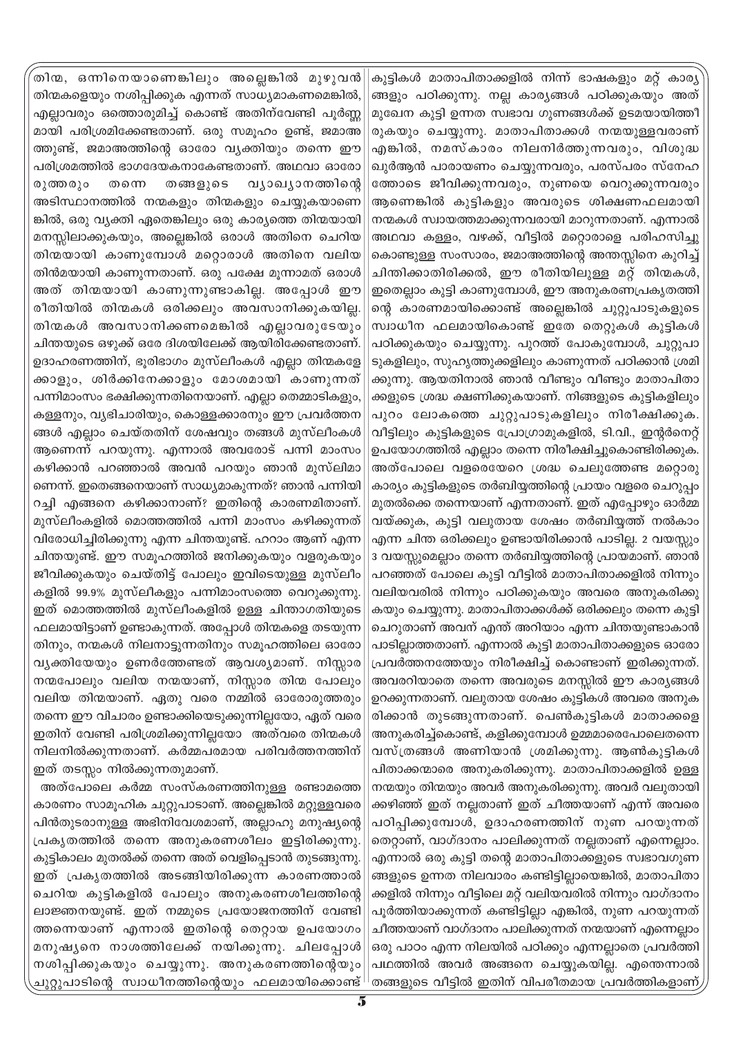തിന്മ, ഒന്നിനെയാണെങ്കിലും അല്ലെങ്കിൽ മുഴുവൻ തിന്മകളെയും നശിപ്പിക്കുക എന്നത് സാധ്യമാകണമെങ്കിൽ, എല്ലാവരും ഒത്തൊരുമിച്ച് കൊണ്ട് അതിന്വേണ്ടി പൂർണ്ണമായി പരിശ്രമിക്കേണ്ടതാണ്. ഒരു സമൂഹം ഉണ്ട്, ജമാഅത്തുണ്ട്, ജമാഅത്തിന്റെ ഓരോ വ്യക്തിയും തന്നെ ഈ പരിശ്രമത്തിൽ ഭാഗഭേയകനാകേണ്ടതാണ്. അഥവാ ഓരോരുത്തരും തന്നെ തങ്ങളുടെ വ്യാഖ്യാനത്തിന്റെ അടിസ്ഥാനത്തിൽ നന്മകളും തിന്മകളും ചെയ്യുകയാണെങ്കിൽ, ഒരു വ്യക്തി ഏതെങ്കിലും ഒരു കാര്യത്തെ തിന്മയായി മനസ്സിലാക്കുകയും, അല്ലെങ്കിൽ ഒരാൾ അതിനെ ചെറിയ തിന്മയായി കാണുമ്പോൾ മറ്റൊരാൾ അതിനെ വലിയ തിൻമയായി കാണുന്നതാണ്. ഒരു പക്ഷേ മൂന്നാമത് ഒരാൾ അത് തിന്മയായി കാണുന്നുണ്ടാകില്ല. അപ്പോൾ ഈ രീതിയിൽ തിന്മകൾ ഒരിക്കലും അവസാനിക്കുകയില്ല. തിന്മകൾ അവസാനിക്കണമെങ്കിൽ എല്ലാവരുടേയും ചിന്തയുടെ ഒഴുക്ക് ഒരേ ദിശയിലേക്ക് ആയിരിക്കേണ്ടതാണ്. ഉദാഹരണത്തിന്, ഭൂരിഭാഗം മുസ്‌ലീംകൾ എല്ലാ തിന്മകളേക്കാളും, ശിർക്കിനേക്കാളും മോശമായി കാണുന്നത് പന്നിമാംസം ഭക്ഷിക്കുന്നതിനെയാണ്. എല്ലാ തെമ്മാടികളും, കള്ളനും, വ്യഭിചാരിയും, കൊള്ളക്കാരനും ഈ പ്രവർത്തനങ്ങൾ എല്ലാം ചെയ്തതിന് ശേഷവും തങ്ങൾ മുസ്‌ലീംകൾ ആണെന്ന് പറയുന്നു. എന്നാൽ അവരോട് പന്നി മാംസം കഴിക്കാൻ പറഞ്ഞാൽ അവൻ പറയും ഞാൻ മുസ്‌ലിമാണെന്ന്. ഇതെങ്ങനെയാണ് സാധ്യമാകുന്നത്? ഞാൻ പന്നിയിറച്ചി എങ്ങനെ കഴിക്കാനാണ്? ഇതിന്റെ കാരണമിതാണ്. മുസ്‌ലീംകളിൽ മൊത്തത്തിൽ പന്നി മാംസം കഴിക്കുന്നത് വിരോധിച്ചിരിക്കുന്നു എന്ന ചിന്തയുണ്ട്. ഹറാം ആണ് എന്ന ചിന്തയുണ്ട്. ഈ സമൂഹത്തിൽ ജനിക്കുകയും വളരുകയും ജീവിക്കുകയും ചെയ്തിട്ട് പോലും ഇവിടെയുള്ള മുസ്‌ലീംകളിൽ 99.9% മുസ്‌ലീകളും പന്നിമാംസത്തെ വെറുക്കുന്നു. ഇത് മൊത്തത്തിൽ മുസ്‌ലീംകളിൽ ഉള്ള ചിന്താഗതിയുടെ ഫലമായിട്ടാണ് ഉണ്ടാകുന്നത്. അപ്പോൾ തിന്മകളെ തടയുന്നതിനും, നന്മകൾ നിലനാട്ടുന്നതിനും സമൂഹത്തിലെ ഓരോ വ്യക്തിയേയും ഉണർത്തേണ്ടത് ആവശ്യമാണ്. നിസ്സാര നന്മപോലും വലിയ നന്മയാണ്, നിസ്സാര തിന്മ പോലും വലിയ തിന്മയാണ്. ഏതു വരെ നമ്മിൽ ഓരോരുത്തരും തന്നെ ഈ വിചാരം ഉണ്ടാക്കിയെടുക്കുന്നില്ലയോ, ഏത് വരെ ഇതിന് വേണ്ടി പരിശ്രമിക്കുന്നില്ലയോ അത്വരെ തിന്മകൾ നിലനിൽക്കുന്നതാണ്. കർമ്മപരമായ പരിവർത്തനത്തിന് ഇത് തടസ്സം നിൽക്കുന്നതുമാണ്.

അത്പോലെ കർമ്മ സംസ്കരണത്തിനുള്ള രണ്ടാമത്തെ കാരണം സാമൂഹിക ചുറ്റുപാടാണ്. അല്ലെങ്കിൽ മറ്റുള്ളവരെ പിൻതുടരാനുള്ള അഭിനിവേശമാണ്, അല്ലാഹു മനുഷ്യന്റെ പ്രകൃതത്തിൽ തന്നെ അനുകരണശീലം ഇട്ടിരിക്കുന്നു. കുട്ടികാലം മുതൽക്ക് തന്നെ അത് വെളിപ്പെടാൻ തുടങ്ങുന്നു. ഇത് പ്രകൃതത്തിൽ അടങ്ങിയിരിക്കുന്ന കാരണത്താൽ ചെറിയ കുട്ടികളിൽ പോലും അനുകരണശീലത്തിന്റെ ലാഞ്ജനയുണ്ട്. ഇത് നമ്മുടെ പ്രയോജനത്തിന് വേണ്ടിത്തന്നെയാണ് എന്നാൽ ഇതിന്റെ തെറ്റായ ഉപയോഗം മനുഷ്യനെ നാശത്തിലേക്ക് നയിക്കുന്നു. ചിലപ്പോൾ നശിപ്പിക്കുകയും ചെയ്യുന്നു. അനുകരണത്തിന്റെയും ചുറ്റുപാടിന്റെ സ്വാധീനത്തിന്റെയും ഫലമായിക്കൊണ്ട് കുട്ടികൾ മാതാപിതാക്കളിൽ നിന്ന് ഭാഷകളും മറ്റ് കാര്യങ്ങളും പഠിക്കുന്നു. നല്ല കാര്യങ്ങൾ പഠിക്കുകയും അത് മുഖേന കുട്ടി ഉന്നത സ്വഭാവ ഗുണങ്ങൾക്ക് ഉടമയായിത്തീരുകയും ചെയ്യുന്നു. മാതാപിതാക്കൾ നന്മയുള്ളവരാണ് എങ്കിൽ, നമസ്കാരം നിലനിർത്തുന്നവരും, വിശുദ്ധ ഖുർആൻ പാരായണം ചെയ്യുന്നവരും, പരസ്പരം സ്നേഹത്തോടെ ജീവിക്കുന്നവരും, നുണയെ വെറുക്കുന്നവരും ആണെങ്കിൽ കുട്ടികളും അവരുടെ ശിക്ഷണഫലമായി നന്മകൾ സ്വായത്തമാക്കുന്നവരായി മാറുന്നതാണ്. എന്നാൽ അഥവാ കള്ളം, വഴക്ക്, വീട്ടിൽ മറ്റൊരാളെ പരിഹസിച്ചുകൊണ്ടുള്ള സംസാരം, ജമാഅത്തിന്റെ അന്തസ്സിനെ കുറിച്ച് ചിന്തിക്കാതിരിക്കൽ, ഈ രീതിയിലുള്ള മറ്റ് തിന്മകൾ, ഇതെല്ലാം കുട്ടി കാണുമ്പോൾ, ഈ അനുകരണപ്രകൃതത്തിന്റെ കാരണമായിക്കൊണ്ട് അല്ലെങ്കിൽ ചുറ്റുപാടുകളുടെ സ്വാധീന ഫലമായികൊണ്ട് ഇതേ തെറ്റുകൾ കുട്ടികൾ പഠിക്കുകയും ചെയ്യുന്നു. പുറത്ത് പോകുമ്പോൾ, ചുറ്റുപാടുകളിലും, സുഹൃത്തുക്കളിലും കാണുന്നത് പഠിക്കാൻ ശ്രമിക്കുന്നു. ആയതിനാൽ ഞാൻ വീണ്ടും വീണ്ടും മാതാപിതാക്കളുടെ ശ്രദ്ധ ക്ഷണിക്കുകയാണ്. നിങ്ങളുടെ കുട്ടികളിലും പുറം ലോകത്തെ ചുറ്റുപാടുകളിലും നിരീക്ഷിക്കുക. വീട്ടിലും കുട്ടികളുടെ പ്രോഗ്രാമുകളിൽ, ടി.വി., ഇന്റർനെറ്റ് ഉപയോഗത്തിൽ എല്ലാം തന്നെ നിരീക്ഷിച്ചുകൊണ്ടിരിക്കുക. അത്പോലെ വളരെയേറെ ശ്രദ്ധ ചെലുത്തേണ്ട മറ്റൊരു കാര്യം കുട്ടികളുടെ തർബിയ്യത്തിന്റെ പ്രായം വളരെ ചെറുപ്പം മുതൽക്കെ തന്നെയാണ് എന്നതാണ്. ഇത് എപ്പോഴും ഓർമ്മ വയ്ക്കുക, കുട്ടി വലുതായ ശേഷം തർബിയ്യത്ത് നൽകാം എന്ന ചിന്ത ഒരിക്കലും ഉണ്ടായിരിക്കാൻ പാടില്ല. 2 വയസ്സും 3 വയസ്സുമെല്ലാം തന്നെ തർബിയ്യത്തിന്റെ പ്രായമാണ്. ഞാൻ പറഞ്ഞത് പോലെ കുട്ടി വീട്ടിൽ മാതാപിതാക്കളിൽ നിന്നും വലിയവരിൽ നിന്നും പഠിക്കുകയും അവരെ അനുകരിക്കുകയും ചെയ്യുന്നു. മാതാപിതാക്കൾക്ക് ഒരിക്കലും തന്നെ കുട്ടി ചെറുതാണ് അവന് എന്ത് അറിയാം എന്ന ചിന്തയുണ്ടാകാൻ പാടില്ലാത്തതാണ്. എന്നാൽ കുട്ടി മാതാപിതാക്കളുടെ ഓരോ പ്രവർത്തനത്തെയും നിരീക്ഷിച്ച് കൊണ്ടാണ് ഇരിക്കുന്നത്. അവരറിയാതെ തന്നെ അവരുടെ മനസ്സിൽ ഈ കാര്യങ്ങൾ ഉറക്കുന്നതാണ്. വലുതായ ശേഷം കുട്ടികൾ അവരെ അനുകരിക്കാൻ തുടങ്ങുന്നതാണ്. പെൺകുട്ടികൾ മാതാക്കളെ അനുകരിച്ച്കൊണ്ട്, കളിക്കുമ്പോൾ ഉമ്മമാരെപോലെതന്നെ വസ്ത്രങ്ങൾ അണിയാൻ ശ്രമിക്കുന്നു. ആൺകുട്ടികൾ പിതാക്കന്മാരെ അനുകരിക്കുന്നു. മാതാപിതാക്കളിൽ ഉള്ള നന്മയും തിന്മയും അവർ അനുകരിക്കുന്നു. അവർ വലുതായിക്കഴിഞ്ഞ് ഇത് നല്ലതാണ് ഇത് ചീത്തയാണ് എന്ന് അവരെ പഠിപ്പിക്കുമ്പോൾ, ഉദാഹരണത്തിന് നുണ പറയുന്നത് തെറ്റാണ്, വാഗ്ദാനം പാലിക്കുന്നത് നല്ലതാണ് എന്നെല്ലാം. എന്നാൽ ഒരു കുട്ടി തന്റെ മാതാപിതാക്കളുടെ സ്വഭാവഗുണങ്ങളുടെ ഉന്നത നിലവാരം കണ്ടിട്ടില്ലായെങ്കിൽ, മാതാപിതാക്കളിൽ നിന്നും വീട്ടിലെ മറ്റ് വലിയവരിൽ നിന്നും വാഗ്ദാനം പൂർത്തിയാക്കുന്നത് കണ്ടിട്ടില്ലാ എങ്കിൽ, നുണ പറയുന്നത് ചീത്തയാണ് വാഗ്ദാനം പാലിക്കുന്നത് നന്മയാണ് എന്നെല്ലാം ഒരു പാഠം എന്ന നിലയിൽ പഠിക്കും എന്നല്ലാതെ പ്രവർത്തിപഥത്തിൽ അവർ അങ്ങനെ ചെയ്യുകയില്ല. എന്തെന്നാൽ തങ്ങളുടെ വീട്ടിൽ ഇതിന് വിപരീതമായ പ്രവർത്തികളാണ്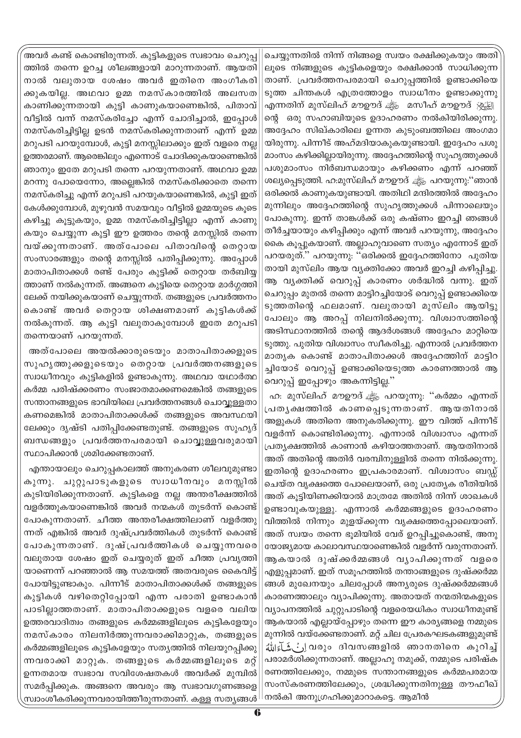അവർ കണ്ട് കൊണ്ടിരുന്നത്. കുട്ടികളുടെ സ്വഭാവം ചെറുപ്പത്തിൽ തന്നെ ഉറച്ച ശീലങ്ങളായി മാറുന്നതാണ്. ആയതിനാൽ വലുതായ ശേഷം അവർ ഇതിനെ അംഗീകരിക്കുകയില്ല. അഥവാ ഉമ്മ നമസ്കാരത്തിൽ അലസത കാണിക്കുന്നതായി കുട്ടി കാണുകയാണെങ്കിൽ, പിതാവ് വീട്ടിൽ വന്ന് നമസ്കരിച്ചോ എന്ന് ചോദിച്ചാൽ, ഇപ്പോൾ നമസ്കരിച്ചിട്ടില്ല ഉടൻ നമസ്കരിക്കുന്നതാണ് എന്ന് ഉമ്മ മറുപടി പറയുമ്പോൾ, കുട്ടി മനസ്സിലാക്കും ഇത് വളരെ നല്ല ഉത്തരമാണ്. ആരെങ്കിലും എന്നൊട് ചോദിക്കുകയാണെങ്കിൽ ഞാനും ഇതേ മറുപടി തന്നെ പറയുന്നതാണ്. അഥവാ ഉമ്മ മറന്നു പോയെന്നോ, അല്ലെങ്കിൽ നമസ്കരിക്കാതെ തന്നെ നമസ്കരിച്ചു എന്ന് മറുപടി പറയുകയാണെങ്കിൽ, കുട്ടി ഇത് കേൾക്കുമ്പോൾ, മുഴുവൻ സമയവും വീട്ടിൽ ഉമ്മയുടെ കൂടെ കഴിച്ചു കൂട്ടുകയും, ഉമ്മ നമസ്കരിച്ചിട്ടില്ലാ എന്ന് കാണുകയും ചെയ്യുന്ന കുട്ടി ഈ ഉത്തരം തന്റെ മനസ്സിൽ തന്നെ വയ്ക്കുന്നതാണ്. അത്പോലെ പിതാവിന്റെ തെറ്റായ സംസാരങ്ങളും തന്റെ മനസ്സിൽ പതിപ്പിക്കുന്നു. അപ്പോൾ മാതാപിതാക്കൾ രണ്ട് പേരും കുട്ടിക്ക് തെറ്റായ തർബിയ്യത്താണ് നൽകുന്നത്. അങ്ങനെ കുട്ടിയെ തെറ്റായ മാർഗ്ഗത്തിലേക്ക് നയിക്കുകയാണ് ചെയ്യുന്നത്. തങ്ങളുടെ പ്രവർത്തനം കൊണ്ട് അവർ തെറ്റായ ശിക്ഷണമാണ് കുട്ടികൾക്ക് നൽകുന്നത്. ആ കുട്ടി വലുതാകുമ്പോൾ ഇതേ മറുപടി തന്നെയാണ് പറയുന്നത്.

അത്പോലെ അയൽക്കാരുടെയും മാതാപിതാക്കളുടെ സുഹൃത്തുക്കളുടെയും തെറ്റായ പ്രവർത്തനങ്ങളുടെ സ്വാധീനവും കുട്ടികളിൽ ഉണ്ടാകുന്നു. അഥവാ യഥാർത്ഥ കർമ്മ പരിഷ്ക്കരണം സംജാതമാക്കണമെങ്കിൽ തങ്ങളുടെ സന്താനങ്ങളുടെ ഭാവിയിലെ പ്രവർത്തനങ്ങൾ ചൊവ്വുള്ളതാകണമെങ്കിൽ മാതാപിതാക്കൾക്ക് തങ്ങളുടെ അവസ്ഥയിലേക്കും ദൃഷ്ടി പതിപ്പിക്കേണ്ടതുണ്ട്. തങ്ങളുടെ സുഹൃദ് ബന്ധങ്ങളും പ്രവർത്തനപരമായി ചൊവ്വുള്ളവരുമായി സ്ഥാപിക്കാൻ ശ്രമിക്കേണ്ടതാണ്.

എന്തായാലും ചെറുപ്പകാലത്ത് അനുകരണ ശീലവുമുണ്ടാകുന്നു. ചുറ്റുപാടുകളുടെ സ്വാധീനവും മനസ്സിൽ കുടിയിരിക്കുന്നതാണ്. കുട്ടികളെ നല്ല അന്തരീക്ഷത്തിൽ വളർത്തുകയാണെങ്കിൽ അവർ നന്മകൾ തുടർന്ന് കൊണ്ട് പോകുന്നതാണ്. ചീത്ത അന്തരീക്ഷത്തിലാണ് വളർത്തുന്നത് എങ്കിൽ അവർ ദുഷ്പ്രവർത്തികൾ തുടർന്ന് കൊണ്ട് പോകുന്നതാണ്. ദുഷ്പ്രവർത്തികൾ ചെയ്യുന്നവരെ വലുതായ ശേഷം ഇത് ചെയ്യരുത് ഇത് ചീത്ത പ്രവൃത്തിയാണെന്ന് പറഞ്ഞാൽ ആ സമയത്ത് അതവരുടെ കൈവിട്ട് പോയിട്ടുണ്ടാകും. പിന്നീട് മാതാപിതാക്കൾക്ക് തങ്ങളുടെ കുട്ടികൾ വഴിതെറ്റിപ്പോയി എന്ന പരാതി ഉണ്ടാകാൻ പാടില്ലാത്തതാണ്. മാതാപിതാക്കളുടെ വളരെ വലിയ ഉത്തരവാദിത്വം തങ്ങളുടെ കർമ്മങ്ങളിലൂടെ കുട്ടികളേയും നമസ്കാരം നിലനിർത്തുന്നവരാക്കിമാറ്റുക, തങ്ങളുടെ കർമ്മങ്ങളിലൂടെ കുട്ടികളേയും സത്യത്തിൽ നിലയുറപ്പിക്കുന്നവരാക്കി മാറ്റുക. തങ്ങളുടെ കർമ്മങ്ങളിലൂടെ മറ്റ് ഉന്നതമായ സ്വഭാവ സവിശേഷതകൾ അവർക്ക് മുമ്പിൽ സമർപ്പിക്കുക. അങ്ങനെ അവരും ആ സ്വഭാവഗുണങ്ങളെ സ്വാംശീകരിക്കുന്നവരായിത്തീരുന്നതാണ്. കള്ള സത്യങ്ങൾ ചെയ്യുന്നതിൽ നിന്ന് നിങ്ങളെ സ്വയം രക്ഷിക്കുകയും അതിലൂടെ നിങ്ങളുടെ കുട്ടികളെയും രക്ഷിക്കാൻ സാധിക്കുന്നതാണ്. പ്രവർത്തനപരമായി ചെറുപ്പത്തിൽ ഉണ്ടാക്കിയെടുത്ത ചിന്തകൾ എത്രത്തോളം സ്വാധീനം ഉണ്ടാക്കുന്നു എന്നതിന് മുസ്‌ലിഹ് മൗഊദ് ﷺ മസീഹ് മൗഊദ് ﷺ ന്റെ ഒരു സഹാബിയുടെ ഉദാഹരണം നൽകിയിരിക്കുന്നു. അദ്ദേഹം സിഖ്കാരിലെ ഉന്നത കുടുംബത്തിലെ അംഗമായിരുന്നു. പിന്നീട് അഹ്മദിയാകുകയുണ്ടായി. ഇദ്ദേഹം പശു മാംസം കഴിക്കില്ലായിരുന്നു. അദ്ദേഹത്തിന്റെ സുഹൃത്തുക്കൾ പശുമാംസം നിർബന്ധമായും കഴിക്കണം എന്ന് പറഞ്ഞ് ശല്യപ്പെടുത്തി. ഹ:മുസ്‌ലിഹ് മൗഊദ് ﷺ പറയുന്നു:"ഞാൻ ഒരിക്കൽ കാണുകയുണ്ടായി. അതിഥി മന്ദിരത്തിൽ അദ്ദേഹം മുന്നിലും അദ്ദേഹത്തിന്റെ സുഹൃത്തുക്കൾ പിന്നാലെയും പോകുന്നു. ഇന്ന് താങ്കൾക്ക് ഒരു കഷ്ണം ഇറച്ചി ഞങ്ങൾ തീർച്ചയായും കഴിപ്പിക്കും എന്ന് അവർ പറയുന്നു, അദ്ദേഹം കൈ കൂപ്പുകയാണ്. അല്ലാഹുവാണെ സത്യം എന്നോട് ഇത് പറയരുത്." പറയുന്നു: "ഒരിക്കൽ ഇദ്ദേഹത്തിനോ പുതിയതായി മുസ്‌ലിം ആയ വ്യക്തിക്കോ അവർ ഇറച്ചി കഴിപ്പിച്ചു. ആ വ്യക്തിക്ക് വെറുപ്പ് കാരണം ശർദ്ധിൽ വന്നു. ഇത് ചെറുപ്പം മുതൽ തന്നെ മാട്ടിറച്ചിയോട് വെറുപ്പ് ഉണ്ടാക്കിയെടുത്തതിന്റെ ഫലമാണ്. വലുതായി മുസ്‌ലിം ആയിട്ടുപോലും ആ അറപ്പ് നിലനിൽക്കുന്നു. വിശ്വാസത്തിന്റെ അടിസ്ഥാനത്തിൽ തന്റെ ആദർശങ്ങൾ അദ്ദേഹം മാറ്റിയെടുത്തു. പുതിയ വിശ്വാസം സ്വീകരിച്ചു. എന്നാൽ പ്രവർത്തന മാതൃക കൊണ്ട് മാതാപിതാക്കൾ അദ്ദേഹത്തിന് മാട്ടിറച്ചിയോട് വെറുപ്പ് ഉണ്ടാക്കിയെടുത്ത കാരണത്താൽ ആ വെറുപ്പ് ഇപ്പോഴും അകന്നിട്ടില്ല."

ഹ: മുസ്‌ലിഹ് മൗഊദ് ﷺ പറയുന്നു: "കർമ്മം എന്നത് പ്രത്യക്ഷത്തിൽ കാണപ്പെടുന്നതാണ്. ആയതിനാൽ ആളുകൾ അതിനെ അനുകരിക്കുന്നു. ഈ വിത്ത് പിന്നീട് വളർന്ന് കൊണ്ടിരിക്കുന്നു. എന്നാൽ വിശ്വാസം എന്നത് പ്രത്യക്ഷത്തിൽ കാണാൻ കഴിയാത്തതാണ്. ആയതിനാൽ അത് അതിന്റെ അതിർ വരമ്പിനുള്ളിൽ തന്നെ നിൽക്കുന്നു. ഇതിന്റെ ഉദാഹരണം ഇപ്രകാരമാണ്. വിശ്വാസം ബഡ്ഡ് ചെയ്ത വൃക്ഷത്തെ പോലെയാണ്, ഒരു പ്രത്യേക രീതിയിൽ അത് കൂട്ടിയിണക്കിയാൽ മാത്രമേ അതിൽ നിന്ന് ശാഖകൾ ഉണ്ടാവുകയുള്ളൂ. എന്നാൽ കർമ്മങ്ങളുടെ ഉദാഹരണം വിത്തിൽ നിന്നും മുളയ്ക്കുന്ന വൃക്ഷത്തെപ്പോലെയാണ്. അത് സ്വയം തന്നെ ഭൂമിയിൽ വേര് ഉറപ്പിച്ചുകൊണ്ട്, അനുയോജ്യമായ കാലാവസ്ഥയാണെങ്കിൽ വളർന്ന് വരുന്നതാണ്. ആകയാൽ ദുഷ്ക്കർമ്മങ്ങൾ വ്യാപിക്കുന്നത് വളരെ എളുപ്പമാണ്. ഇത് സമൂഹത്തിൽ തന്താങ്ങളുടെ ദുഷ്ക്കർമ്മങ്ങൾ മുഖേനയും ചിലപ്പോൾ അന്യരുടെ ദുഷ്ക്കർമ്മങ്ങൾ കാരണത്താലും വ്യാപിക്കുന്നു. അതായത് നന്മതിന്മകളുടെ വ്യാപനത്തിൽ ചുറ്റുപാടിന്റെ വളരെയധികം സ്വാധീനമുണ്ട് ആകയാൽ എല്ലായ്പ്പോഴും തന്നെ ഈ കാര്യങ്ങളെ നമ്മുടെ മുന്നിൽ വയ്ക്കേണ്ടതാണ്. മറ്റ് ചില പ്രേരകഘടകങ്ങളുമുണ്ട് إِنْ شَاءَ اللهُ വരും ദിവസങ്ങളിൽ ഞാനതിനെ കുറിച്ച് പരാമർശിക്കുന്നതാണ്. അല്ലാഹു നമുക്ക്, നമ്മുടെ പരിഷ്കരണത്തിലേക്കും, നമ്മുടെ സന്താനങ്ങളുടെ കർമ്മപരമായ സംസ്കരണത്തിലേക്കും, ശ്രദ്ധിക്കുന്നതിനുള്ള തൗഫീഖ് നൽകി അനുഗ്രഹിക്കുമാറാകട്ടെ. ആമീൻ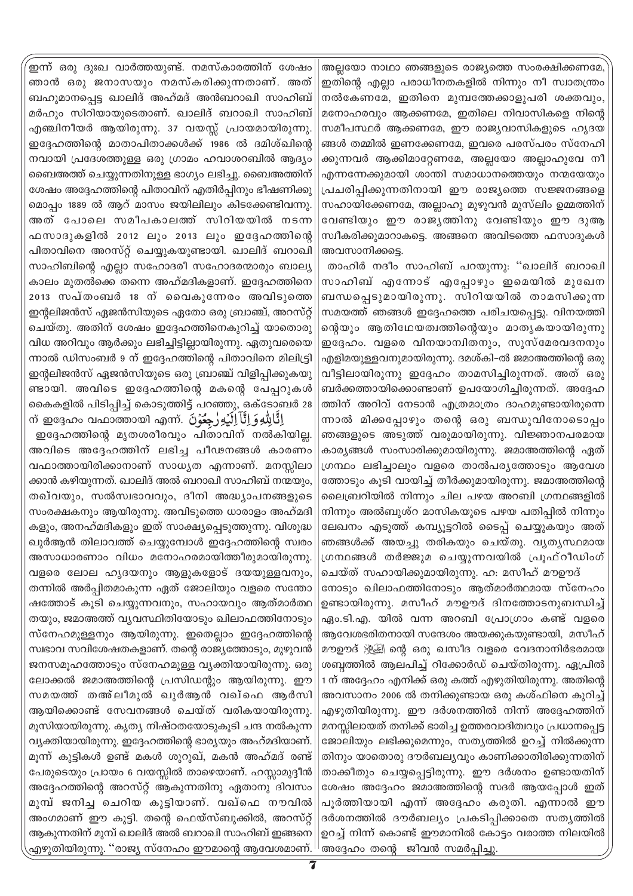ഇന്ന് ഒരു ദുഃഖ വാർത്തയുണ്ട്. നമസ്കാരത്തിന് ശേഷം ഞാൻ ഒരു ജനാസയും നമസ്കരിക്കുന്നതാണ്. അത് ബഹുമാനപ്പെട്ട ഖാലിദ് അഹ്മദ് അൽബറാഖി സാഹിബ് മർഹൂം സിറിയായുടെതാണ്. ഖാലിദ് ബറാഖി സാഹിബ് എഞ്ചിനീയർ ആയിരുന്നു. 37 വയസ്സ് പ്രായമായിരുന്നു. ഇദ്ദേഹത്തിന്റെ മാതാപിതാക്കൾക്ക് 1986 ൽ ദമിശ്ഖിന്റെ നവായി പ്രദേശത്തുള്ള ഒരു ഗ്രാമം ഹവാശറബിൽ ആദ്യം ബൈഅത്ത് ചെയ്യുന്നതിനുള്ള ഭാഗ്യം ലഭിച്ചു. ബൈഅത്തിന് ശേഷം അദ്ദേഹത്തിന്റെ പിതാവിന് എതിർപ്പിനും ഭീഷണിക്കു മൊപ്പം 1889 ൽ ആറ് മാസം ജയിലിലും കിടക്കേണ്ടിവന്നു. അത് പോലെ സമീപകാലത്ത് സിറിയയിൽ നടന്ന ഫസാദുകളിൽ 2012 ലും 2013 ലും ഇദ്ദേഹത്തിന്റെ പിതാവിനെ അറസ്റ്റ് ചെയ്യുകയുണ്ടായി. ഖാലിദ് ബറാഖി സാഹിബിന്റെ എല്ലാ സഹോദരീ സഹോദരന്മാരും ബാല്യ കാലം മുതൽക്കെ തന്നെ അഹ്മദികളാണ്. ഇദ്ദേഹത്തിനെ 2013 സപ്തംബർ 18 ന് വൈകുന്നേരം അവിടുത്തെ ഇന്റലിജൻസ് ഏജൻസിയുടെ ഏതോ ഒരു ബ്രാഞ്ച്, അറസ്റ്റ് ചെയ്തു. അതിന് ശേഷം ഇദ്ദേഹത്തിനെകുറിച്ച് യാതൊരു വിധ അറിവും ആർക്കും ലഭിച്ചിട്ടില്ലായിരുന്നു. ഏതുവരെയെ ന്നാൽ ഡിസംബർ 9 ന് ഇദ്ദേഹത്തിന്റെ പിതാവിനെ മിലിട്ട്രി ഇന്റലിജൻസ് ഏജൻസിയുടെ ഒരു ബ്രാഞ്ച് വിളിപ്പിക്കുകയു ണ്ടായി. അവിടെ ഇദ്ദേഹത്തിന്റെ മകന്റെ പേപ്പറുകൾ കൈകളിൽ പിടിപ്പിച്ച് കൊടുത്തിട്ട് പറഞ്ഞു, ഒക്ടോബർ 28 ന് ഇദ്ദേഹം വഫാത്തായി എന്ന്. إِنَّا لِلَّهِ وَإِنَّا إِلَيْهِ رَاجِعُونَ

ഇദ്ദേഹത്തിന്റെ മൃതശരീരവും പിതാവിന് നൽകിയില്ല. അവിടെ അദ്ദേഹത്തിന് ലഭിച്ച പീഢനങ്ങൾ കാരണം വഫാത്തായിരിക്കാനാണ് സാധ്യത എന്നാണ്. മനസ്സിലാ ക്കാൻ കഴിയുന്നത്. ഖാലിദ് അൽ ബറാഖി സാഹിബ് നന്മയും, തഖ്‌വയും, സൽസ്വഭാവവും, ദീനി അദ്ധ്യാപനങ്ങളുടെ സംരക്ഷകനും ആയിരുന്നു. അവിടുത്തെ ധാരാളം അഹ്മദി കളും, അനഹ്മദികളും ഇത് സാക്ഷ്യപ്പെടുത്തുന്നു. വിശുദ്ധ ഖുർആൻ തിലാവത്ത് ചെയ്യുമ്പോൾ ഇദ്ദേഹത്തിന്റെ സ്വരം അസാധാരണാം വിധം മനോഹരമായിത്തീരുമായിരുന്നു. വളരെ ലോല ഹൃദയനും ആളുകളോട് ദയയുള്ളവനും, തന്നിൽ അർപ്പിതമാകുന്ന ഏത് ജോലിയും വളരെ സന്തോ ഷത്തോട് കൂടി ചെയ്യുന്നവനും, സഹായവും ആത്മാർത്ഥ തയും, ജമാഅത്ത് വ്യവസ്ഥിതിയോടും ഖിലാഫത്തിനോടും സ്നേഹമുള്ളവനും ആയിരുന്നു. ഇതെല്ലാം ഇദ്ദേഹത്തിന്റെ സ്വഭാവ സവിശേഷതകളാണ്. തന്റെ രാജ്യത്തോടും, മുഴുവൻ ജനസമൂഹത്തോടും സ്നേഹമുള്ള വ്യക്തിയായിരുന്നു. ഒരു ലോക്കൽ ജമാഅത്തിന്റെ പ്രസിഡന്റും ആയിരുന്നു. ഈ സമയത്ത് തഅ്ലീമുൽ ഖുർആൻ വഖ്ഫെ ആർസി ആയിക്കൊണ്ട് സേവനങ്ങൾ ചെയ്ത് വരികയായിരുന്നു. മൂസിയായിരുന്നു. കൃത്യ നിഷ്ഠതയോടുകൂടി ചന്ദ നൽകുന്ന വ്യക്തിയായിരുന്നു. ഇദ്ദേഹത്തിന്റെ ഭാര്യയും അഹ്മദിയാണ്. മൂന്ന് കുട്ടികൾ ഉണ്ട് മകൾ ശുറുഖ്, മകൻ അഹ്മദ് രണ്ട് പേരുടെയും പ്രായം 6 വയസ്സിൽ താഴെയാണ്. ഹസ്സാമുദ്ദീൻ അദ്ദേഹത്തിന്റെ അറസ്റ്റ് ആകുന്നതിനു ഏതാനു ദിവസം മുമ്പ് ജനിച്ച ചെറിയ കുട്ടിയാണ്. വഖ്ഫെ നൗവിൽ അംഗമാണ് ഈ കുട്ടി. തന്റെ ഫെയ്സ്ബുക്കിൽ, അറസ്റ്റ് ആകുന്നതിന് മുമ്പ് ഖാലിദ് അൽ ബറാഖി സാഹിബ് ഇങ്ങനെ എഴുതിയിരുന്നു. ''രാജ്യ സ്നേഹം ഈമാന്റെ ആവേശമാണ്. അല്ലയോ നാഥാ ഞങ്ങളുടെ രാജ്യത്തെ സംരക്ഷിക്കണമേ, ഇതിന്റെ എല്ലാ പരാധീനതകളിൽ നിന്നും നീ സ്വാതന്ത്രം നൽകേണമേ, ഇതിനെ മുമ്പത്തേക്കാളുപരി ശക്തവും, മനോഹരവും ആക്കണമേ, ഇതിലെ നിവാസികളെ നിന്റെ സമീപസ്ഥർ ആക്കണമേ, ഈ രാജ്യവാസികളുടെ ഹൃദയ ങ്ങൾ തമ്മിൽ ഇണക്കേണമേ, ഇവരെ പരസ്പരം സ്നേഹി ക്കുന്നവർ ആക്കിമാറ്റേണമേ, അല്ലയോ അല്ലാഹുവേ നീ എന്നന്നേക്കുമായി ശാന്തി സമാധാനത്തെയും നന്മയേയും പ്രചരിപ്പിക്കുന്നതിനായി ഈ രാജ്യത്തെ സജ്ജനങ്ങളെ സഹായിക്കേണമേ, അല്ലാഹു മുഴുവൻ മുസ്ലിം ഉമ്മത്തിന് വേണ്ടിയും ഈ രാജ്യത്തിനു വേണ്ടിയും ഈ ദുആ സ്വീകരിക്കുമാറാകട്ടെ. അങ്ങനെ അവിടത്തെ ഫസാദുകൾ അവസാനിക്കട്ടെ.

താഹിർ നദീം സാഹിബ് പറയുന്നു: ''ഖാലിദ് ബറാഖി സാഹിബ് എന്നോട് എപ്പോഴും ഇമെയിൽ മുഖേന ബന്ധപ്പെടുമായിരുന്നു. സിറിയയിൽ താമസിക്കുന്ന സമയത്ത് ഞങ്ങൾ ഇദ്ദേഹത്തെ പരിചയപ്പെട്ടു. വിനയത്തി ന്റെയും ആതിഥേയത്വത്തിന്റെയും മാതൃകയായിരുന്നു ഇദ്ദേഹം. വളരെ വിനയാന്വിതനും, സുസ്മേരവദനനും എളിമയുള്ളവനുമായിരുന്നു. ദമശ്കി-ൽ ജമാഅത്തിന്റെ ഒരു വീട്ടിലായിരുന്നു ഇദ്ദേഹം താമസിച്ചിരുന്നത്. അത് ഒരു ബർക്കത്തായിക്കൊണ്ടാണ് ഉപയോഗിച്ചിരുന്നത്. അദ്ദേഹ ത്തിന് അറിവ് നേടാൻ എത്രമാത്രം ദാഹമുണ്ടായിരുന്നെ ന്നാൽ മിക്കപ്പോഴും തന്റെ ഒരു ബന്ധുവിനോടൊപ്പം ഞങ്ങളുടെ അടുത്ത് വരുമായിരുന്നു. വിജ്ഞാനപരമായ കാര്യങ്ങൾ സംസാരിക്കുമായിരുന്നു. ജമാഅത്തിന്റെ ഏത് ഗ്രന്ഥം ലഭിച്ചാലും വളരെ താൽപര്യത്തോടും ആവേശ ത്തോടും കൂടി വായിച്ച് തീർക്കുമായിരുന്നു. ജമാഅത്തിന്റെ ലൈബ്രറിയിൽ നിന്നും ചില പഴയ അറബി ഗ്രന്ഥങ്ങളിൽ നിന്നും അൽബുശ്റ മാസികയുടെ പഴയ പതിപ്പിൽ നിന്നും ലേഖനം എടുത്ത് കമ്പ്യൂട്ടറിൽ ടൈപ്പ് ചെയ്യുകയും അത് ഞങ്ങൾക്ക് അയച്ചു തരികയും ചെയ്തു. വ്യത്യസ്ഥമായ ഗ്രന്ഥങ്ങൾ തർജ്ജുമ ചെയ്യുന്നവയിൽ പ്രൂഫ്റീഡിംഗ് ചെയ്ത് സഹായിക്കുമായിരുന്നു. ഹ: മസീഹ് മൗഊദ് നോടും ഖിലാഫത്തിനോടും ആത്മാർത്ഥമായ സ്നേഹം ഉണ്ടായിരുന്നു. മസീഹ് മൗഊദ് ദിനത്തോടനുബന്ധിച്ച് ഏം.ടി.എ. യിൽ വന്ന അറബി പ്രോഗ്രാം കണ്ട് വളരെ ആവേശഭരിതനായി സന്ദേശം അയക്കുകയുണ്ടായി, മസീഹ് മൗഊദ് (അ) ന്റെ ഒരു ഖസീദ വളരെ വേദനാനിർഭരമായ ശബ്ദത്തിൽ ആലപിച്ച് റിക്കോർഡ് ചെയ്തിരുന്നു. ഏപ്രിൽ 1 ന് അദ്ദേഹം എനിക്ക് ഒരു കത്ത് എഴുതിയിരുന്നു. അതിന്റെ അവസാനം 2006 ൽ തനിക്കുണ്ടായ ഒരു കശ്ഫിനെ കുറിച്ച് എഴുതിയിരുന്നു. ഈ ദർശനത്തിൽ നിന്ന് അദ്ദേഹത്തിന് മനസ്സിലായത് തനിക്ക് ഭാരിച്ച ഉത്തരവാദിത്വവും പ്രധാനപ്പെട്ട ജോലിയും ലഭിക്കുമെന്നും, സത്യത്തിൽ ഉറച്ച് നിൽക്കുന്ന തിനും യാതൊരു ദൗർബല്യവും കാണിക്കാതിരിക്കുന്നതിന് താക്കീതും ചെയ്യപ്പെട്ടിരുന്നു. ഈ ദർശനം ഉണ്ടായതിന് ശേഷം അദ്ദേഹം ജമാഅത്തിന്റെ സദർ ആയപ്പോൾ ഇത് പൂർത്തിയായി എന്ന് അദ്ദേഹം കരുതി. എന്നാൽ ഈ ദർശനത്തിൽ ദൗർബല്യം പ്രകടിപ്പിക്കാതെ സത്യത്തിൽ ഉറച്ച് നിന്ന് കൊണ്ട് ഈമാനിൽ കോട്ടം വരാത്ത നിലയിൽ അദ്ദേഹം തന്റെ ജീവൻ സമർപ്പിച്ചു.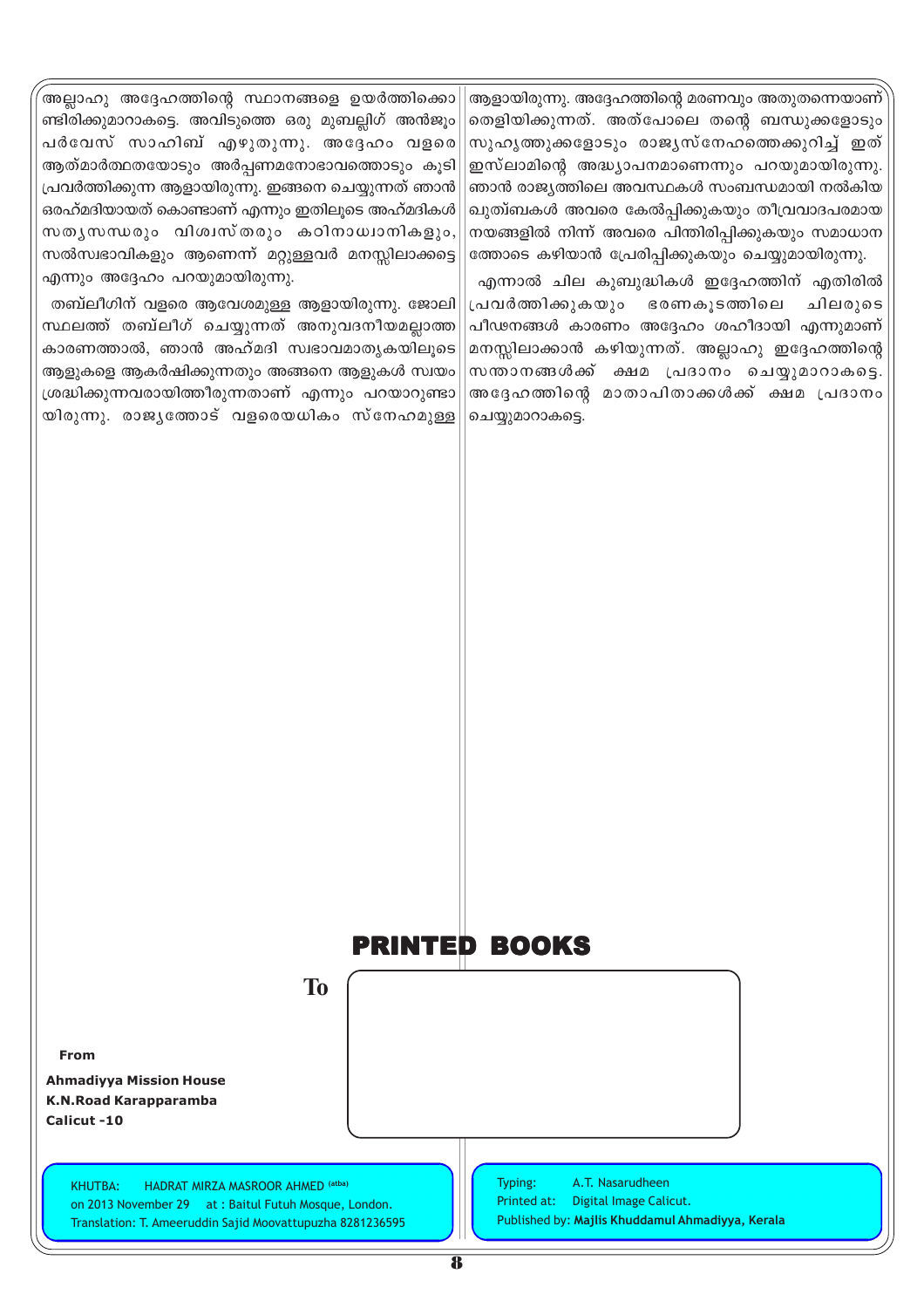അല്ലാഹു അദ്ദേഹത്തിന്റെ സ്ഥാനങ്ങളെ ഉയർത്തിക്കൊണ്ടിരിക്കുമാറാകട്ടെ. അവിടുത്തെ ഒരു മുബല്ലിഗ് അൻജും പർവേസ് സാഹിബ് എഴുതുന്നു. അദ്ദേഹം വളരെ ആത്മാർത്ഥതയോടും അർപ്പണമനോഭാവത്തൊടും കൂടി പ്രവർത്തിക്കുന്ന ആളായിരുന്നു. ഇങ്ങനെ ചെയ്യുന്നത് ഞാൻ ഒരഹ്മദിയായത് കൊണ്ടാണ് എന്നും ഇതിലൂടെ അഹ്മദികൾ സത്യസന്ധരും വിശ്വസ്തരും കഠിനാധ്വാനികളും, സൽസ്വഭാവികളും ആണെന്ന് മറ്റുള്ളവർ മനസ്സിലാക്കട്ടെ എന്നും അദ്ദേഹം പറയുമായിരുന്നു.

തബ്‌ലീഗിന് വളരെ ആവേശമുള്ള ആളായിരുന്നു. ജോലി സ്ഥലത്ത് തബ്‌ലീഗ് ചെയ്യുന്നത് അനുവദനീയമല്ലാത്ത കാരണത്താൽ, ഞാൻ അഹ്മദി സ്വഭാവമാതൃകയിലൂടെ ആളുകളെ ആകർഷിക്കുന്നതും അങ്ങനെ ആളുകൾ സ്വയം ശ്രദ്ധിക്കുന്നവരായിത്തീരുന്നതാണ് എന്നും പറയാറുണ്ടായിരുന്നു. രാജ്യത്തോട് വളരെയധികം സ്നേഹമുള്ള ആളായിരുന്നു. അദ്ദേഹത്തിന്റെ മരണവും അതുതന്നെയാണ് തെളിയിക്കുന്നത്. അത്പോലെ തന്റെ ബന്ധുക്കളോടും സുഹൃത്തുക്കളോടും രാജ്യസ്നേഹത്തെക്കുറിച്ച് ഇത് ഇസ്‌ലാമിന്റെ അദ്ധ്യാപനമാണെന്നും പറയുമായിരുന്നു. ഞാൻ രാജ്യത്തിലെ അവസ്ഥകൾ സംബന്ധമായി നൽകിയ ഖുത്ബകൾ അവരെ കേൾപ്പിക്കുകയും തീവ്രവാദപരമായ നയങ്ങളിൽ നിന്ന് അവരെ പിന്തിരിപ്പിക്കുകയും സമാധാനത്തോടെ കഴിയാൻ പ്രേരിപ്പിക്കുകയും ചെയ്യുമായിരുന്നു.

എന്നാൽ ചില കുബുദ്ധികൾ ഇദ്ദേഹത്തിന് എതിരിൽ പ്രവർത്തിക്കുകയും ഭരണകൂടത്തിലെ ചിലരുടെ പീഢനങ്ങൾ കാരണം അദ്ദേഹം ശഹീദായി എന്നുമാണ് മനസ്സിലാക്കാൻ കഴിയുന്നത്. അല്ലാഹു ഇദ്ദേഹത്തിന്റെ സന്താനങ്ങൾക്ക് ക്ഷമ പ്രദാനം ചെയ്യുമാറാകട്ടെ. അദ്ദേഹത്തിന്റെ മാതാപിതാക്കൾക്ക് ക്ഷമ പ്രദാനം ചെയ്യുമാറാകട്ടെ.

## PRINTED BOOKS

**To**

**From**

**Ahmadiyya Mission House**
**K.N.Road Karapparamba**
**Calicut -10**

KHUTBA: HADRAT MIRZA MASROOR AHMED (atba)
on 2013 November 29 at : Baitul Futuh Mosque, London.
Translation: T. Ameeruddin Sajid Moovattupuzha 8281236595

Typing: A.T. Nasarudheen
Printed at: Digital Image Calicut.
Published by: **Majlis Khuddamul Ahmadiyya, Kerala**